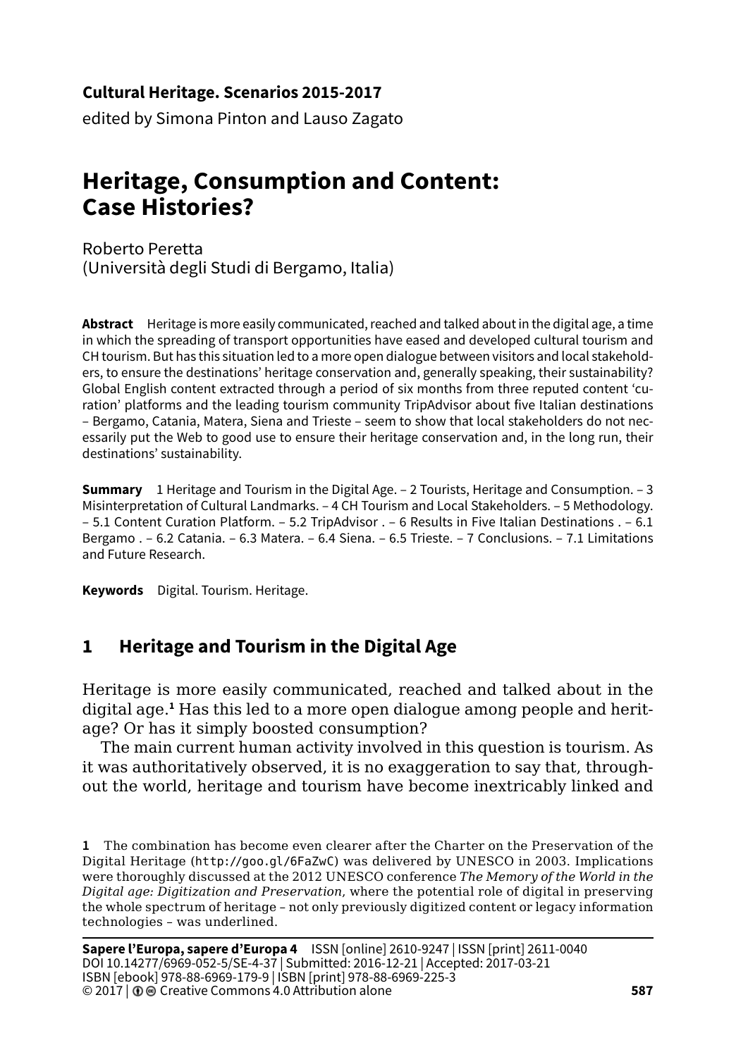**Cultural Heritage. Scenarios 2015-2017**

edited by Simona Pinton and Lauso Zagato

# Heritage, Consumption and Content: Case Histories?

Roberto Peretta
(Università degli Studi di Bergamo, Italia)

**Abstract** Heritage is more easily communicated, reached and talked about in the digital age, a time in which the spreading of transport opportunities have eased and developed cultural tourism and CH tourism. But has this situation led to a more open dialogue between visitors and local stakeholders, to ensure the destinations' heritage conservation and, generally speaking, their sustainability? Global English content extracted through a period of six months from three reputed content 'curation' platforms and the leading tourism community TripAdvisor about five Italian destinations – Bergamo, Catania, Matera, Siena and Trieste – seem to show that local stakeholders do not necessarily put the Web to good use to ensure their heritage conservation and, in the long run, their destinations' sustainability.

**Summary** 1 Heritage and Tourism in the Digital Age. – 2 Tourists, Heritage and Consumption. – 3 Misinterpretation of Cultural Landmarks. – 4 CH Tourism and Local Stakeholders. – 5 Methodology. – 5.1 Content Curation Platform. – 5.2 TripAdvisor . – 6 Results in Five Italian Destinations . – 6.1 Bergamo . – 6.2 Catania. – 6.3 Matera. – 6.4 Siena. – 6.5 Trieste. – 7 Conclusions. – 7.1 Limitations and Future Research.

**Keywords** Digital. Tourism. Heritage.

## 1 Heritage and Tourism in the Digital Age

Heritage is more easily communicated, reached and talked about in the digital age.[1] Has this led to a more open dialogue among people and heritage? Or has it simply boosted consumption?

The main current human activity involved in this question is tourism. As it was authoritatively observed, it is no exaggeration to say that, throughout the world, heritage and tourism have become inextricably linked and

[1] The combination has become even clearer after the Charter on the Preservation of the Digital Heritage (http://goo.gl/6FaZwC) was delivered by UNESCO in 2003. Implications were thoroughly discussed at the 2012 UNESCO conference *The Memory of the World in the Digital age: Digitization and Preservation*, where the potential role of digital in preserving the whole spectrum of heritage – not only previously digitized content or legacy information technologies – was underlined.

**Sapere l'Europa, sapere d'Europa 4** ISSN [online] 2610-9247 | ISSN [print] 2611-0040
DOI 10.14277/6969-052-5/SE-4-37 | Submitted: 2016-12-21 | Accepted: 2017-03-21
ISBN [ebook] 978-88-6969-179-9 | ISBN [print] 978-88-6969-225-3
© 2017 | Creative Commons 4.0 Attribution alone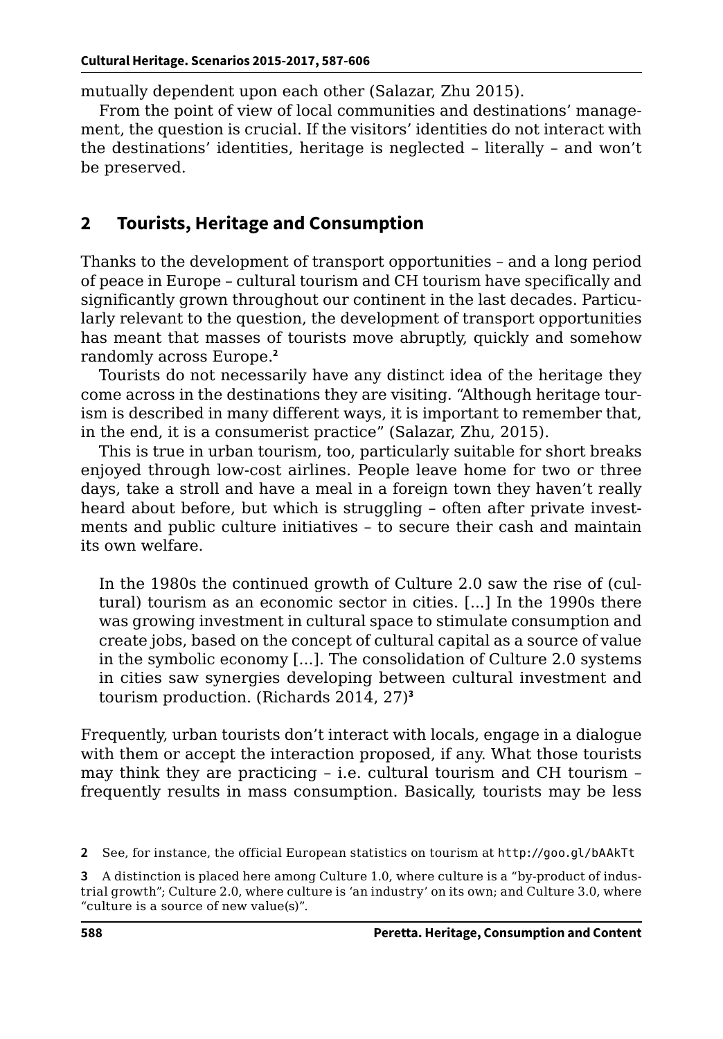mutually dependent upon each other (Salazar, Zhu 2015).

From the point of view of local communities and destinations' management, the question is crucial. If the visitors' identities do not interact with the destinations' identities, heritage is neglected – literally – and won't be preserved.

## 2 Tourists, Heritage and Consumption

Thanks to the development of transport opportunities – and a long period of peace in Europe – cultural tourism and CH tourism have specifically and significantly grown throughout our continent in the last decades. Particularly relevant to the question, the development of transport opportunities has meant that masses of tourists move abruptly, quickly and somehow randomly across Europe.[2]

Tourists do not necessarily have any distinct idea of the heritage they come across in the destinations they are visiting. "Although heritage tourism is described in many different ways, it is important to remember that, in the end, it is a consumerist practice" (Salazar, Zhu, 2015).

This is true in urban tourism, too, particularly suitable for short breaks enjoyed through low-cost airlines. People leave home for two or three days, take a stroll and have a meal in a foreign town they haven't really heard about before, but which is struggling – often after private investments and public culture initiatives – to secure their cash and maintain its own welfare.

> In the 1980s the continued growth of Culture 2.0 saw the rise of (cultural) tourism as an economic sector in cities. [...] In the 1990s there was growing investment in cultural space to stimulate consumption and create jobs, based on the concept of cultural capital as a source of value in the symbolic economy [...]. The consolidation of Culture 2.0 systems in cities saw synergies developing between cultural investment and tourism production. (Richards 2014, 27)[3]

Frequently, urban tourists don't interact with locals, engage in a dialogue with them or accept the interaction proposed, if any. What those tourists may think they are practicing – i.e. cultural tourism and CH tourism – frequently results in mass consumption. Basically, tourists may be less

---

2 See, for instance, the official European statistics on tourism at http://goo.gl/bAAkTt

3 A distinction is placed here among Culture 1.0, where culture is a "by-product of industrial growth"; Culture 2.0, where culture is 'an industry' on its own; and Culture 3.0, where "culture is a source of new value(s)".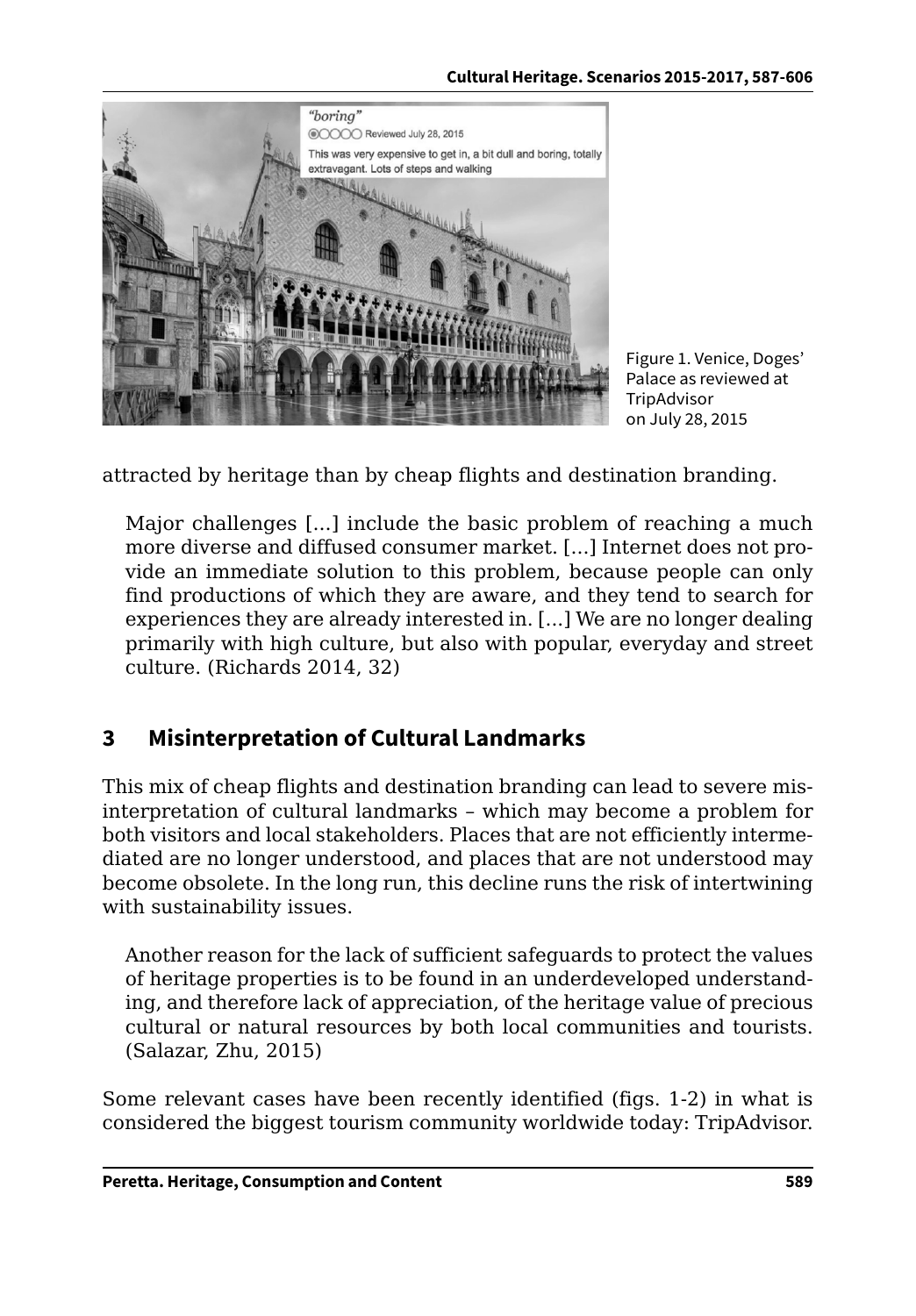Figure 1. Venice, Doges' Palace as reviewed at TripAdvisor on July 28, 2015

attracted by heritage than by cheap flights and destination branding.

> Major challenges [...] include the basic problem of reaching a much more diverse and diffused consumer market. [...] Internet does not provide an immediate solution to this problem, because people can only find productions of which they are aware, and they tend to search for experiences they are already interested in. [...] We are no longer dealing primarily with high culture, but also with popular, everyday and street culture. (Richards 2014, 32)

## 3 Misinterpretation of Cultural Landmarks

This mix of cheap flights and destination branding can lead to severe misinterpretation of cultural landmarks – which may become a problem for both visitors and local stakeholders. Places that are not efficiently intermediated are no longer understood, and places that are not understood may become obsolete. In the long run, this decline runs the risk of intertwining with sustainability issues.

> Another reason for the lack of sufficient safeguards to protect the values of heritage properties is to be found in an underdeveloped understanding, and therefore lack of appreciation, of the heritage value of precious cultural or natural resources by both local communities and tourists. (Salazar, Zhu, 2015)

Some relevant cases have been recently identified (figs. 1-2) in what is considered the biggest tourism community worldwide today: TripAdvisor.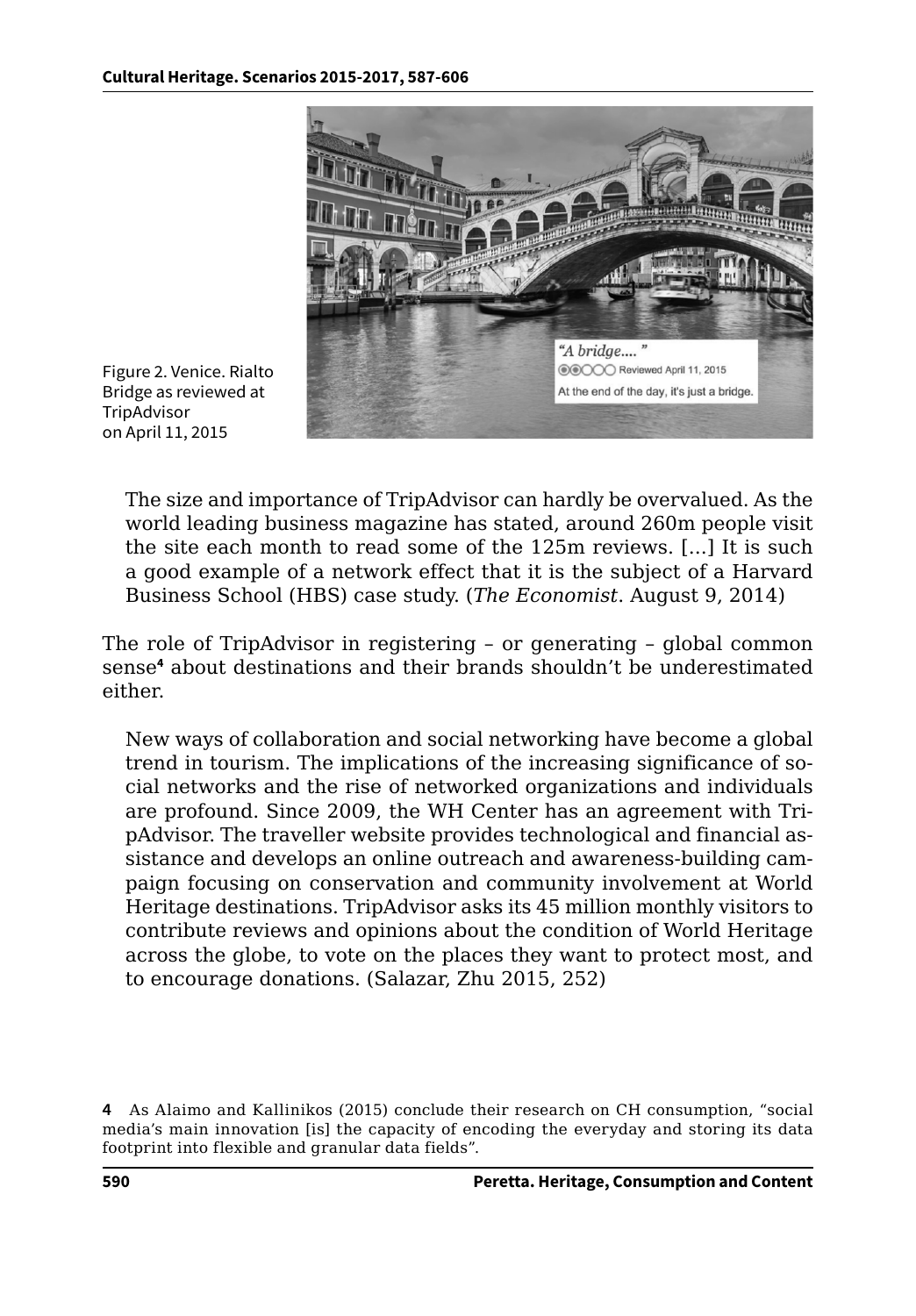Figure 2. Venice. Rialto Bridge as reviewed at TripAdvisor on April 11, 2015

> The size and importance of TripAdvisor can hardly be overvalued. As the world leading business magazine has stated, around 260m people visit the site each month to read some of the 125m reviews. […] It is such a good example of a network effect that it is the subject of a Harvard Business School (HBS) case study. (*The Economist*. August 9, 2014)

The role of TripAdvisor in registering – or generating – global common sense[4] about destinations and their brands shouldn't be underestimated either.

> New ways of collaboration and social networking have become a global trend in tourism. The implications of the increasing significance of social networks and the rise of networked organizations and individuals are profound. Since 2009, the WH Center has an agreement with TripAdvisor. The traveller website provides technological and financial assistance and develops an online outreach and awareness-building campaign focusing on conservation and community involvement at World Heritage destinations. TripAdvisor asks its 45 million monthly visitors to contribute reviews and opinions about the condition of World Heritage across the globe, to vote on the places they want to protect most, and to encourage donations. (Salazar, Zhu 2015, 252)

---

**4** As Alaimo and Kallinikos (2015) conclude their research on CH consumption, "social media's main innovation [is] the capacity of encoding the everyday and storing its data footprint into flexible and granular data fields".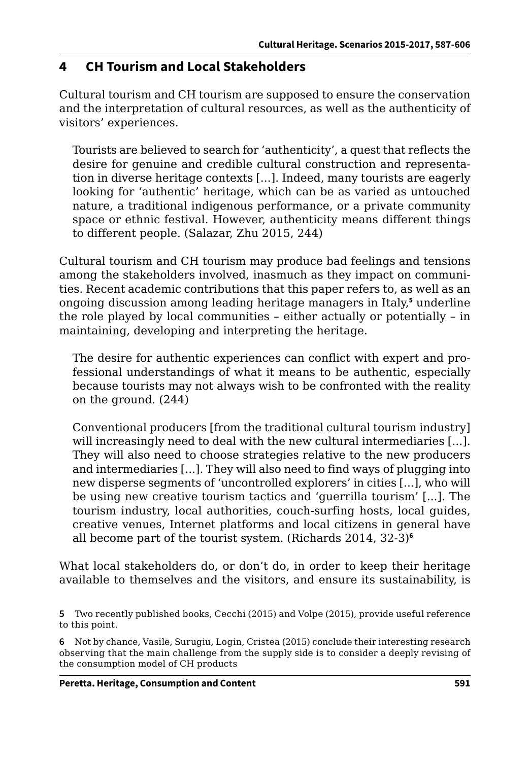## 4 CH Tourism and Local Stakeholders

Cultural tourism and CH tourism are supposed to ensure the conservation and the interpretation of cultural resources, as well as the authenticity of visitors' experiences.

> Tourists are believed to search for 'authenticity', a quest that reflects the desire for genuine and credible cultural construction and representation in diverse heritage contexts [...]. Indeed, many tourists are eagerly looking for 'authentic' heritage, which can be as varied as untouched nature, a traditional indigenous performance, or a private community space or ethnic festival. However, authenticity means different things to different people. (Salazar, Zhu 2015, 244)

Cultural tourism and CH tourism may produce bad feelings and tensions among the stakeholders involved, inasmuch as they impact on communities. Recent academic contributions that this paper refers to, as well as an ongoing discussion among leading heritage managers in Italy,[5] underline the role played by local communities – either actually or potentially – in maintaining, developing and interpreting the heritage.

> The desire for authentic experiences can conflict with expert and professional understandings of what it means to be authentic, especially because tourists may not always wish to be confronted with the reality on the ground. (244)

> Conventional producers [from the traditional cultural tourism industry] will increasingly need to deal with the new cultural intermediaries [...]. They will also need to choose strategies relative to the new producers and intermediaries [...]. They will also need to find ways of plugging into new disperse segments of 'uncontrolled explorers' in cities [...], who will be using new creative tourism tactics and 'guerrilla tourism' [...]. The tourism industry, local authorities, couch-surfing hosts, local guides, creative venues, Internet platforms and local citizens in general have all become part of the tourist system. (Richards 2014, 32-3)[6]

What local stakeholders do, or don't do, in order to keep their heritage available to themselves and the visitors, and ensure its sustainability, is

---

**5** Two recently published books, Cecchi (2015) and Volpe (2015), provide useful reference to this point.

**6** Not by chance, Vasile, Surugiu, Login, Cristea (2015) conclude their interesting research observing that the main challenge from the supply side is to consider a deeply revising of the consumption model of CH products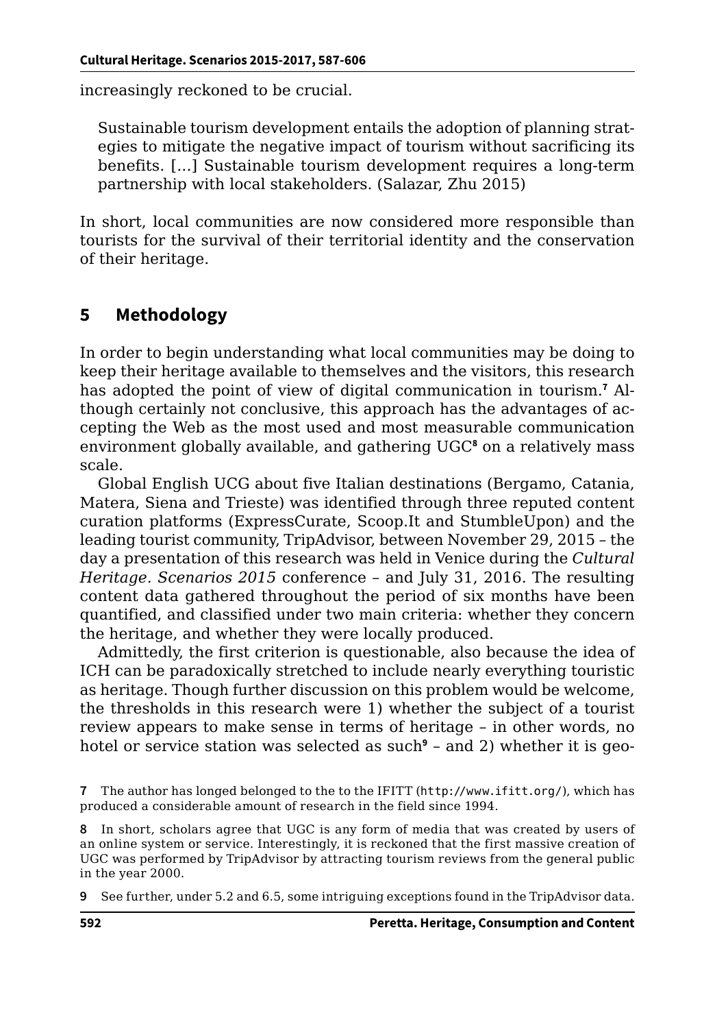increasingly reckoned to be crucial.

> Sustainable tourism development entails the adoption of planning strategies to mitigate the negative impact of tourism without sacrificing its benefits. […] Sustainable tourism development requires a long-term partnership with local stakeholders. (Salazar, Zhu 2015)

In short, local communities are now considered more responsible than tourists for the survival of their territorial identity and the conservation of their heritage.

## 5 Methodology

In order to begin understanding what local communities may be doing to keep their heritage available to themselves and the visitors, this research has adopted the point of view of digital communication in tourism.[7] Although certainly not conclusive, this approach has the advantages of accepting the Web as the most used and most measurable communication environment globally available, and gathering UGC[8] on a relatively mass scale.

Global English UCG about five Italian destinations (Bergamo, Catania, Matera, Siena and Trieste) was identified through three reputed content curation platforms (ExpressCurate, Scoop.It and StumbleUpon) and the leading tourist community, TripAdvisor, between November 29, 2015 – the day a presentation of this research was held in Venice during the *Cultural Heritage. Scenarios 2015* conference – and July 31, 2016. The resulting content data gathered throughout the period of six months have been quantified, and classified under two main criteria: whether they concern the heritage, and whether they were locally produced.

Admittedly, the first criterion is questionable, also because the idea of ICH can be paradoxically stretched to include nearly everything touristic as heritage. Though further discussion on this problem would be welcome, the thresholds in this research were 1) whether the subject of a tourist review appears to make sense in terms of heritage – in other words, no hotel or service station was selected as such[9] – and 2) whether it is geo-

---

7 The author has longed belonged to the to the IFITT (`http://www.ifitt.org/`), which has produced a considerable amount of research in the field since 1994.

8 In short, scholars agree that UGC is any form of media that was created by users of an online system or service. Interestingly, it is reckoned that the first massive creation of UGC was performed by TripAdvisor by attracting tourism reviews from the general public in the year 2000.

9 See further, under 5.2 and 6.5, some intriguing exceptions found in the TripAdvisor data.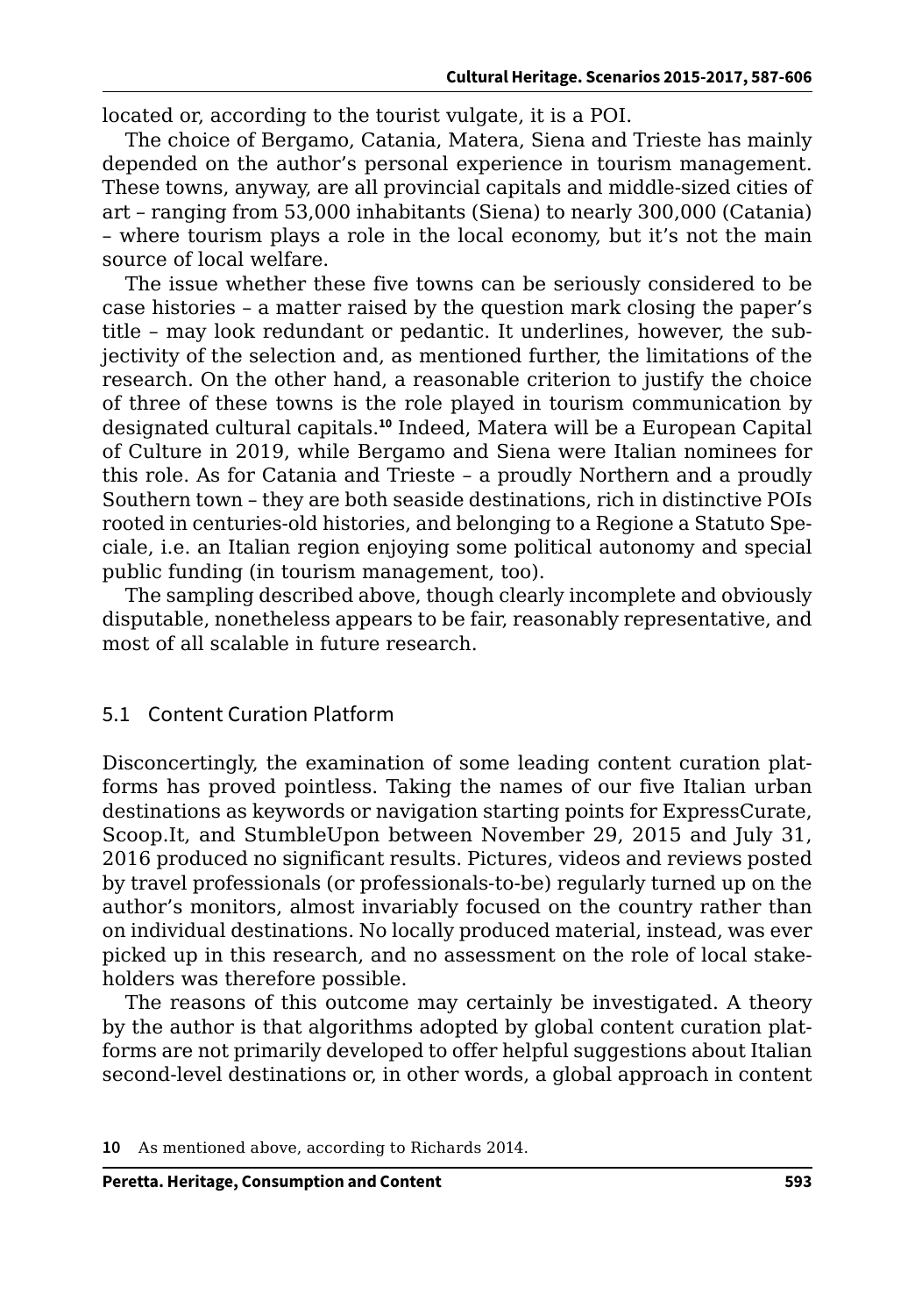located or, according to the tourist vulgate, it is a POI.

The choice of Bergamo, Catania, Matera, Siena and Trieste has mainly depended on the author's personal experience in tourism management. These towns, anyway, are all provincial capitals and middle-sized cities of art – ranging from 53,000 inhabitants (Siena) to nearly 300,000 (Catania) – where tourism plays a role in the local economy, but it's not the main source of local welfare.

The issue whether these five towns can be seriously considered to be case histories – a matter raised by the question mark closing the paper's title – may look redundant or pedantic. It underlines, however, the subjectivity of the selection and, as mentioned further, the limitations of the research. On the other hand, a reasonable criterion to justify the choice of three of these towns is the role played in tourism communication by designated cultural capitals.[10] Indeed, Matera will be a European Capital of Culture in 2019, while Bergamo and Siena were Italian nominees for this role. As for Catania and Trieste – a proudly Northern and a proudly Southern town – they are both seaside destinations, rich in distinctive POIs rooted in centuries-old histories, and belonging to a Regione a Statuto Speciale, i.e. an Italian region enjoying some political autonomy and special public funding (in tourism management, too).

The sampling described above, though clearly incomplete and obviously disputable, nonetheless appears to be fair, reasonably representative, and most of all scalable in future research.

## 5.1 Content Curation Platform

Disconcertingly, the examination of some leading content curation platforms has proved pointless. Taking the names of our five Italian urban destinations as keywords or navigation starting points for ExpressCurate, Scoop.It, and StumbleUpon between November 29, 2015 and July 31, 2016 produced no significant results. Pictures, videos and reviews posted by travel professionals (or professionals-to-be) regularly turned up on the author's monitors, almost invariably focused on the country rather than on individual destinations. No locally produced material, instead, was ever picked up in this research, and no assessment on the role of local stakeholders was therefore possible.

The reasons of this outcome may certainly be investigated. A theory by the author is that algorithms adopted by global content curation platforms are not primarily developed to offer helpful suggestions about Italian second-level destinations or, in other words, a global approach in content

10 As mentioned above, according to Richards 2014.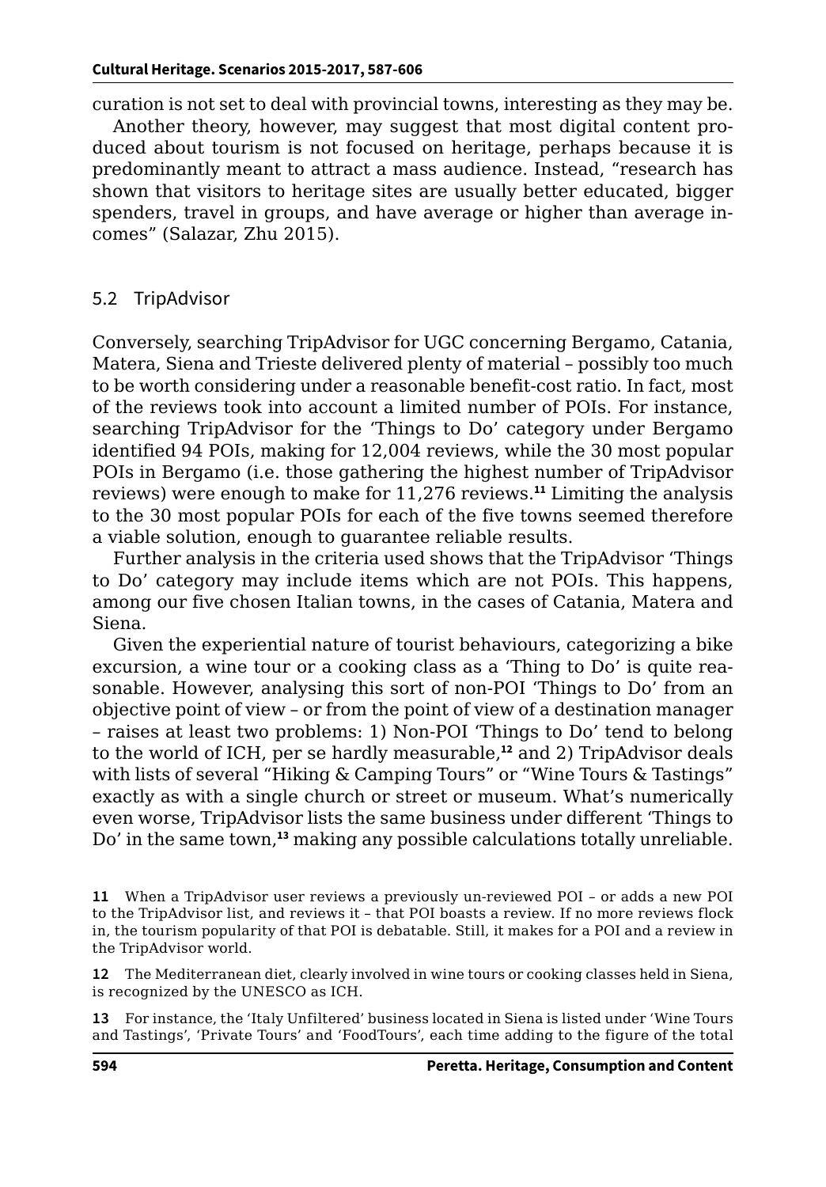curation is not set to deal with provincial towns, interesting as they may be.

Another theory, however, may suggest that most digital content produced about tourism is not focused on heritage, perhaps because it is predominantly meant to attract a mass audience. Instead, "research has shown that visitors to heritage sites are usually better educated, bigger spenders, travel in groups, and have average or higher than average incomes" (Salazar, Zhu 2015).

## 5.2 TripAdvisor

Conversely, searching TripAdvisor for UGC concerning Bergamo, Catania, Matera, Siena and Trieste delivered plenty of material – possibly too much to be worth considering under a reasonable benefit-cost ratio. In fact, most of the reviews took into account a limited number of POIs. For instance, searching TripAdvisor for the 'Things to Do' category under Bergamo identified 94 POIs, making for 12,004 reviews, while the 30 most popular POIs in Bergamo (i.e. those gathering the highest number of TripAdvisor reviews) were enough to make for 11,276 reviews.[11] Limiting the analysis to the 30 most popular POIs for each of the five towns seemed therefore a viable solution, enough to guarantee reliable results.

Further analysis in the criteria used shows that the TripAdvisor 'Things to Do' category may include items which are not POIs. This happens, among our five chosen Italian towns, in the cases of Catania, Matera and Siena.

Given the experiential nature of tourist behaviours, categorizing a bike excursion, a wine tour or a cooking class as a 'Thing to Do' is quite reasonable. However, analysing this sort of non-POI 'Things to Do' from an objective point of view – or from the point of view of a destination manager – raises at least two problems: 1) Non-POI 'Things to Do' tend to belong to the world of ICH, per se hardly measurable,[12] and 2) TripAdvisor deals with lists of several "Hiking & Camping Tours" or "Wine Tours & Tastings" exactly as with a single church or street or museum. What's numerically even worse, TripAdvisor lists the same business under different 'Things to Do' in the same town,[13] making any possible calculations totally unreliable.

---

**11** When a TripAdvisor user reviews a previously un-reviewed POI – or adds a new POI to the TripAdvisor list, and reviews it – that POI boasts a review. If no more reviews flock in, the tourism popularity of that POI is debatable. Still, it makes for a POI and a review in the TripAdvisor world.

**12** The Mediterranean diet, clearly involved in wine tours or cooking classes held in Siena, is recognized by the UNESCO as ICH.

**13** For instance, the 'Italy Unfiltered' business located in Siena is listed under 'Wine Tours and Tastings', 'Private Tours' and 'FoodTours', each time adding to the figure of the total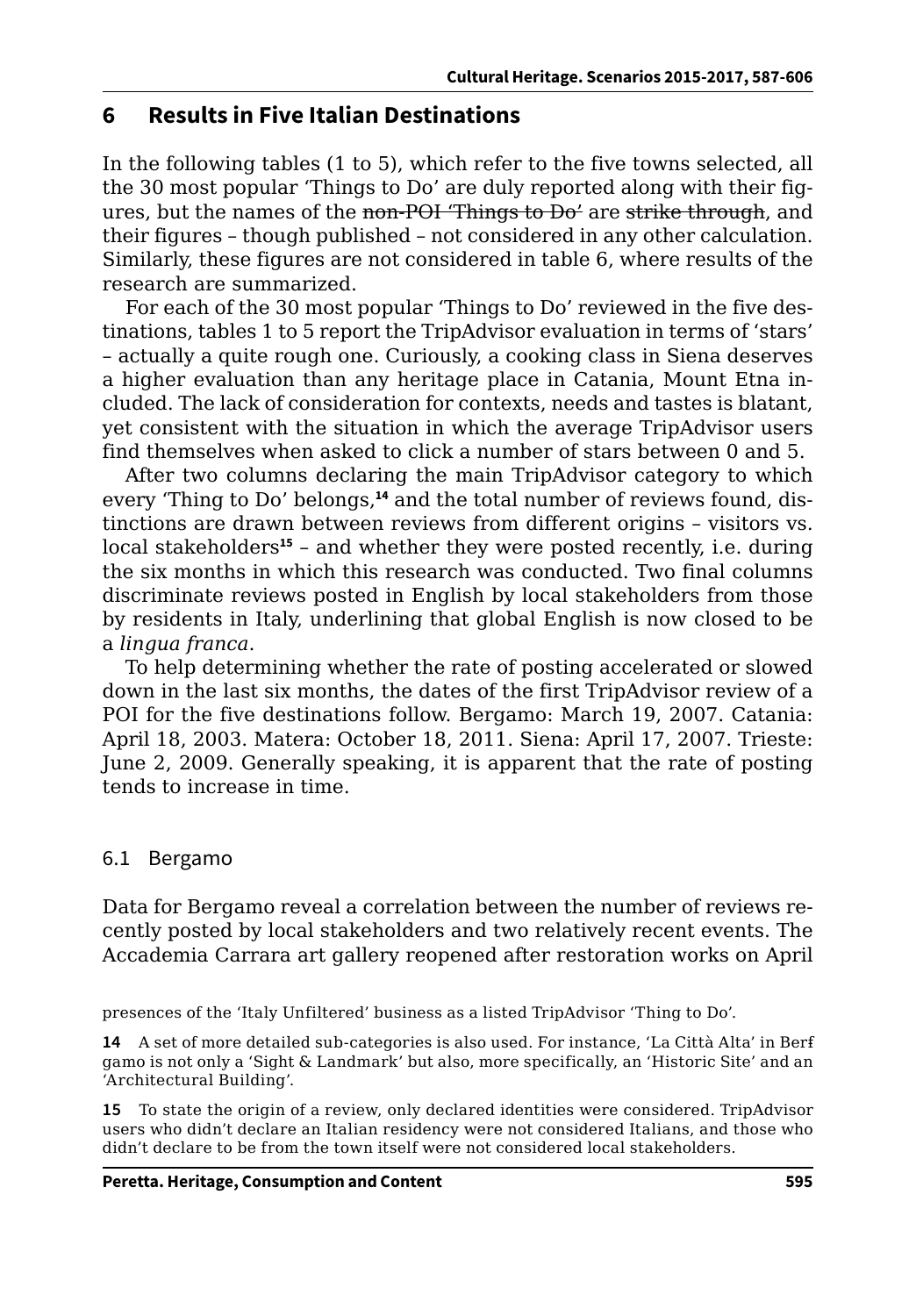## 6 Results in Five Italian Destinations

In the following tables (1 to 5), which refer to the five towns selected, all the 30 most popular 'Things to Do' are duly reported along with their figures, but the names of the ~~non-POI 'Things to Do'~~ are ~~strike through~~, and their figures – though published – not considered in any other calculation. Similarly, these figures are not considered in table 6, where results of the research are summarized.

For each of the 30 most popular 'Things to Do' reviewed in the five destinations, tables 1 to 5 report the TripAdvisor evaluation in terms of 'stars' – actually a quite rough one. Curiously, a cooking class in Siena deserves a higher evaluation than any heritage place in Catania, Mount Etna included. The lack of consideration for contexts, needs and tastes is blatant, yet consistent with the situation in which the average TripAdvisor users find themselves when asked to click a number of stars between 0 and 5.

After two columns declaring the main TripAdvisor category to which every 'Thing to Do' belongs,[14] and the total number of reviews found, distinctions are drawn between reviews from different origins – visitors vs. local stakeholders[15] – and whether they were posted recently, i.e. during the six months in which this research was conducted. Two final columns discriminate reviews posted in English by local stakeholders from those by residents in Italy, underlining that global English is now closed to be a *lingua franca*.

To help determining whether the rate of posting accelerated or slowed down in the last six months, the dates of the first TripAdvisor review of a POI for the five destinations follow. Bergamo: March 19, 2007. Catania: April 18, 2003. Matera: October 18, 2011. Siena: April 17, 2007. Trieste: June 2, 2009. Generally speaking, it is apparent that the rate of posting tends to increase in time.

### 6.1 Bergamo

Data for Bergamo reveal a correlation between the number of reviews recently posted by local stakeholders and two relatively recent events. The Accademia Carrara art gallery reopened after restoration works on April

presences of the 'Italy Unfiltered' business as a listed TripAdvisor 'Thing to Do'.

14 A set of more detailed sub-categories is also used. For instance, 'La Città Alta' in Bergamo is not only a 'Sight & Landmark' but also, more specifically, an 'Historic Site' and an 'Architectural Building'.

15 To state the origin of a review, only declared identities were considered. TripAdvisor users who didn't declare an Italian residency were not considered Italians, and those who didn't declare to be from the town itself were not considered local stakeholders.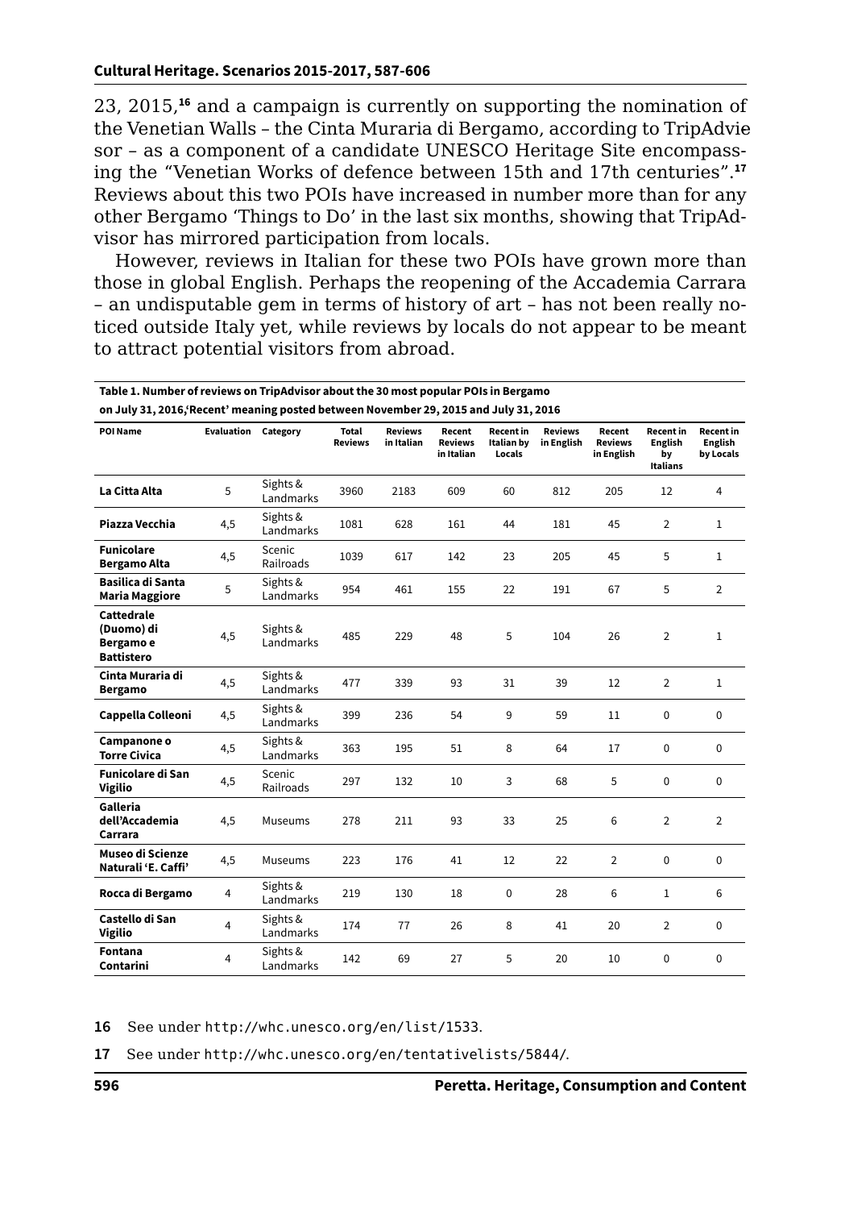23, 2015,[16] and a campaign is currently on supporting the nomination of the Venetian Walls – the Cinta Muraria di Bergamo, according to TripAdvie sor – as a component of a candidate UNESCO Heritage Site encompassing the "Venetian Works of defence between 15th and 17th centuries".[17] Reviews about this two POIs have increased in number more than for any other Bergamo 'Things to Do' in the last six months, showing that TripAdvisor has mirrored participation from locals.

However, reviews in Italian for these two POIs have grown more than those in global English. Perhaps the reopening of the Accademia Carrara – an undisputable gem in terms of history of art – has not been really noticed outside Italy yet, while reviews by locals do not appear to be meant to attract potential visitors from abroad.

**Table 1. Number of reviews on TripAdvisor about the 30 most popular POIs in Bergamo on July 31, 2016,'Recent' meaning posted between November 29, 2015 and July 31, 2016**

| POI Name | Evaluation | Category | Total Reviews | Reviews in Italian | Recent Reviews in Italian | Recent in Italian by Locals | Reviews in English | Recent Reviews in English | Recent in English by Italians | Recent in English by Locals |
|---|---|---|---|---|---|---|---|---|---|---|
| La Citta Alta | 5 | Sights & Landmarks | 3960 | 2183 | 609 | 60 | 812 | 205 | 12 | 4 |
| Piazza Vecchia | 4,5 | Sights & Landmarks | 1081 | 628 | 161 | 44 | 181 | 45 | 2 | 1 |
| Funicolare Bergamo Alta | 4,5 | Scenic Railroads | 1039 | 617 | 142 | 23 | 205 | 45 | 5 | 1 |
| Basilica di Santa Maria Maggiore | 5 | Sights & Landmarks | 954 | 461 | 155 | 22 | 191 | 67 | 5 | 2 |
| Cattedrale (Duomo) di Bergamo e Battistero | 4,5 | Sights & Landmarks | 485 | 229 | 48 | 5 | 104 | 26 | 2 | 1 |
| Cinta Muraria di Bergamo | 4,5 | Sights & Landmarks | 477 | 339 | 93 | 31 | 39 | 12 | 2 | 1 |
| Cappella Colleoni | 4,5 | Sights & Landmarks | 399 | 236 | 54 | 9 | 59 | 11 | 0 | 0 |
| Campanone o Torre Civica | 4,5 | Sights & Landmarks | 363 | 195 | 51 | 8 | 64 | 17 | 0 | 0 |
| Funicolare di San Vigilio | 4,5 | Scenic Railroads | 297 | 132 | 10 | 3 | 68 | 5 | 0 | 0 |
| Galleria dell'Accademia Carrara | 4,5 | Museums | 278 | 211 | 93 | 33 | 25 | 6 | 2 | 2 |
| Museo di Scienze Naturali 'E. Caffi' | 4,5 | Museums | 223 | 176 | 41 | 12 | 22 | 2 | 0 | 0 |
| Rocca di Bergamo | 4 | Sights & Landmarks | 219 | 130 | 18 | 0 | 28 | 6 | 1 | 6 |
| Castello di San Vigilio | 4 | Sights & Landmarks | 174 | 77 | 26 | 8 | 41 | 20 | 2 | 0 |
| Fontana Contarini | 4 | Sights & Landmarks | 142 | 69 | 27 | 5 | 20 | 10 | 0 | 0 |

16 See under http://whc.unesco.org/en/list/1533.

17 See under http://whc.unesco.org/en/tentativelists/5844/.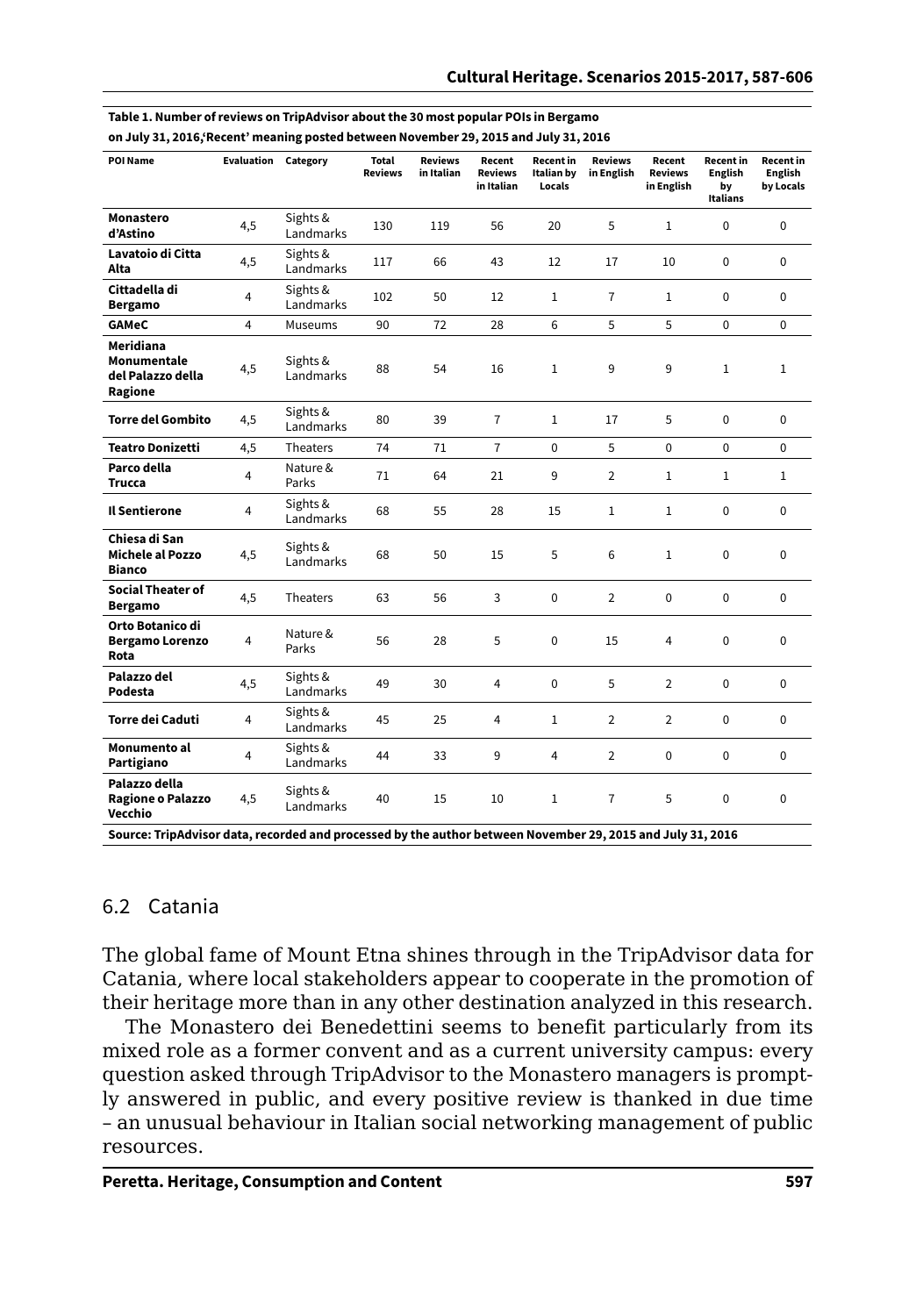**Table 1. Number of reviews on TripAdvisor about the 30 most popular POIs in Bergamo on July 31, 2016,'Recent' meaning posted between November 29, 2015 and July 31, 2016**

| POI Name | Evaluation | Category | Total Reviews | Reviews in Italian | Recent Reviews in Italian | Recent in Italian by Locals | Reviews in English | Recent Reviews in English | Recent in English by Italians | Recent in English by Locals |
|---|---|---|---|---|---|---|---|---|---|---|
| **Monastero d'Astino** | 4,5 | Sights & Landmarks | 130 | 119 | 56 | 20 | 5 | 1 | 0 | 0 |
| **Lavatoio di Citta Alta** | 4,5 | Sights & Landmarks | 117 | 66 | 43 | 12 | 17 | 10 | 0 | 0 |
| **Cittadella di Bergamo** | 4 | Sights & Landmarks | 102 | 50 | 12 | 1 | 7 | 1 | 0 | 0 |
| **GAMeC** | 4 | Museums | 90 | 72 | 28 | 6 | 5 | 5 | 0 | 0 |
| **Meridiana Monumentale del Palazzo della Ragione** | 4,5 | Sights & Landmarks | 88 | 54 | 16 | 1 | 9 | 9 | 1 | 1 |
| **Torre del Gombito** | 4,5 | Sights & Landmarks | 80 | 39 | 7 | 1 | 17 | 5 | 0 | 0 |
| **Teatro Donizetti** | 4,5 | Theaters | 74 | 71 | 7 | 0 | 5 | 0 | 0 | 0 |
| **Parco della Trucca** | 4 | Nature & Parks | 71 | 64 | 21 | 9 | 2 | 1 | 1 | 1 |
| **Il Sentierone** | 4 | Sights & Landmarks | 68 | 55 | 28 | 15 | 1 | 1 | 0 | 0 |
| **Chiesa di San Michele al Pozzo Bianco** | 4,5 | Sights & Landmarks | 68 | 50 | 15 | 5 | 6 | 1 | 0 | 0 |
| **Social Theater of Bergamo** | 4,5 | Theaters | 63 | 56 | 3 | 0 | 2 | 0 | 0 | 0 |
| **Orto Botanico di Bergamo Lorenzo Rota** | 4 | Nature & Parks | 56 | 28 | 5 | 0 | 15 | 4 | 0 | 0 |
| **Palazzo del Podesta** | 4,5 | Sights & Landmarks | 49 | 30 | 4 | 0 | 5 | 2 | 0 | 0 |
| **Torre dei Caduti** | 4 | Sights & Landmarks | 45 | 25 | 4 | 1 | 2 | 2 | 0 | 0 |
| **Monumento al Partigiano** | 4 | Sights & Landmarks | 44 | 33 | 9 | 4 | 2 | 0 | 0 | 0 |
| **Palazzo della Ragione o Palazzo Vecchio** | 4,5 | Sights & Landmarks | 40 | 15 | 10 | 1 | 7 | 5 | 0 | 0 |

**Source: TripAdvisor data, recorded and processed by the author between November 29, 2015 and July 31, 2016**

## 6.2 Catania

The global fame of Mount Etna shines through in the TripAdvisor data for Catania, where local stakeholders appear to cooperate in the promotion of their heritage more than in any other destination analyzed in this research.

The Monastero dei Benedettini seems to benefit particularly from its mixed role as a former convent and as a current university campus: every question asked through TripAdvisor to the Monastero managers is promptly answered in public, and every positive review is thanked in due time – an unusual behaviour in Italian social networking management of public resources.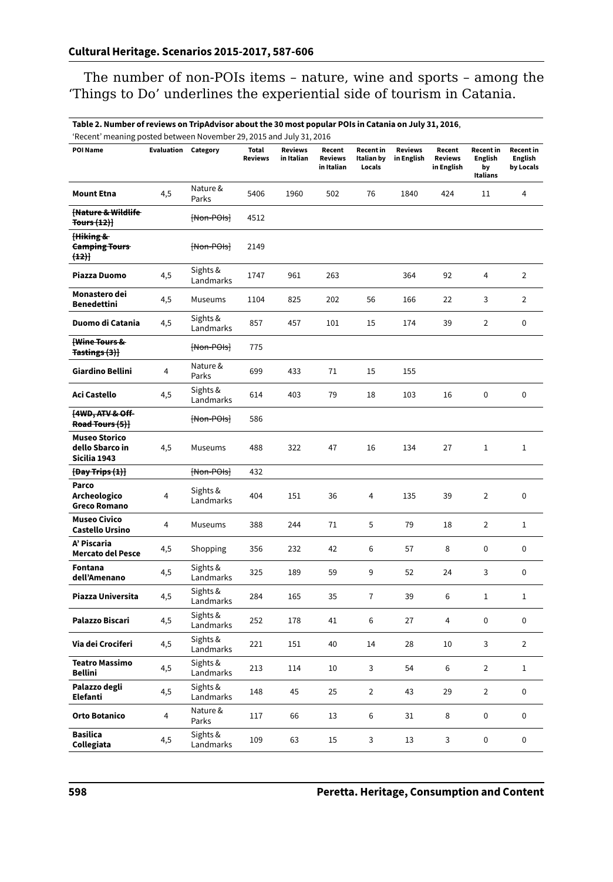The number of non-POIs items – nature, wine and sports – among the 'Things to Do' underlines the experiential side of tourism in Catania.

**Table 2. Number of reviews on TripAdvisor about the 30 most popular POIs in Catania on July 31, 2016**, 'Recent' meaning posted between November 29, 2015 and July 31, 2016

| POI Name | Evaluation | Category | Total Reviews | Reviews in Italian | Recent Reviews in Italian | Recent in Italian by Locals | Reviews in English | Recent Reviews in English | Recent in English by Italians | Recent in English by Locals |
|---|---|---|---|---|---|---|---|---|---|---|
| **Mount Etna** | 4,5 | Nature & Parks | 5406 | 1960 | 502 | 76 | 1840 | 424 | 11 | 4 |
| ~~**[Nature & Wildlife Tours (12)]**~~ | | ~~[Non-POIs]~~ | 4512 | | | | | | | |
| ~~**[Hiking & Camping Tours (12)]**~~ | | ~~[Non-POIs]~~ | 2149 | | | | | | | |
| **Piazza Duomo** | 4,5 | Sights & Landmarks | 1747 | 961 | 263 | | 364 | 92 | 4 | 2 |
| **Monastero dei Benedettini** | 4,5 | Museums | 1104 | 825 | 202 | 56 | 166 | 22 | 3 | 2 |
| **Duomo di Catania** | 4,5 | Sights & Landmarks | 857 | 457 | 101 | 15 | 174 | 39 | 2 | 0 |
| ~~**[Wine Tours & Tastings (3)]**~~ | | ~~[Non-POIs]~~ | 775 | | | | | | | |
| **Giardino Bellini** | 4 | Nature & Parks | 699 | 433 | 71 | 15 | 155 | | | |
| **Aci Castello** | 4,5 | Sights & Landmarks | 614 | 403 | 79 | 18 | 103 | 16 | 0 | 0 |
| ~~**[4WD, ATV & Off-Road Tours (5)]**~~ | | ~~[Non-POIs]~~ | 586 | | | | | | | |
| **Museo Storico dello Sbarco in Sicilia 1943** | 4,5 | Museums | 488 | 322 | 47 | 16 | 134 | 27 | 1 | 1 |
| ~~**[Day Trips (1)]**~~ | | ~~[Non-POIs]~~ | 432 | | | | | | | |
| **Parco Archeologico Greco Romano** | 4 | Sights & Landmarks | 404 | 151 | 36 | 4 | 135 | 39 | 2 | 0 |
| **Museo Civico Castello Ursino** | 4 | Museums | 388 | 244 | 71 | 5 | 79 | 18 | 2 | 1 |
| **A' Piscaria Mercato del Pesce** | 4,5 | Shopping | 356 | 232 | 42 | 6 | 57 | 8 | 0 | 0 |
| **Fontana dell'Amenano** | 4,5 | Sights & Landmarks | 325 | 189 | 59 | 9 | 52 | 24 | 3 | 0 |
| **Piazza Universita** | 4,5 | Sights & Landmarks | 284 | 165 | 35 | 7 | 39 | 6 | 1 | 1 |
| **Palazzo Biscari** | 4,5 | Sights & Landmarks | 252 | 178 | 41 | 6 | 27 | 4 | 0 | 0 |
| **Via dei Crociferi** | 4,5 | Sights & Landmarks | 221 | 151 | 40 | 14 | 28 | 10 | 3 | 2 |
| **Teatro Massimo Bellini** | 4,5 | Sights & Landmarks | 213 | 114 | 10 | 3 | 54 | 6 | 2 | 1 |
| **Palazzo degli Elefanti** | 4,5 | Sights & Landmarks | 148 | 45 | 25 | 2 | 43 | 29 | 2 | 0 |
| **Orto Botanico** | 4 | Nature & Parks | 117 | 66 | 13 | 6 | 31 | 8 | 0 | 0 |
| **Basilica Collegiata** | 4,5 | Sights & Landmarks | 109 | 63 | 15 | 3 | 13 | 3 | 0 | 0 |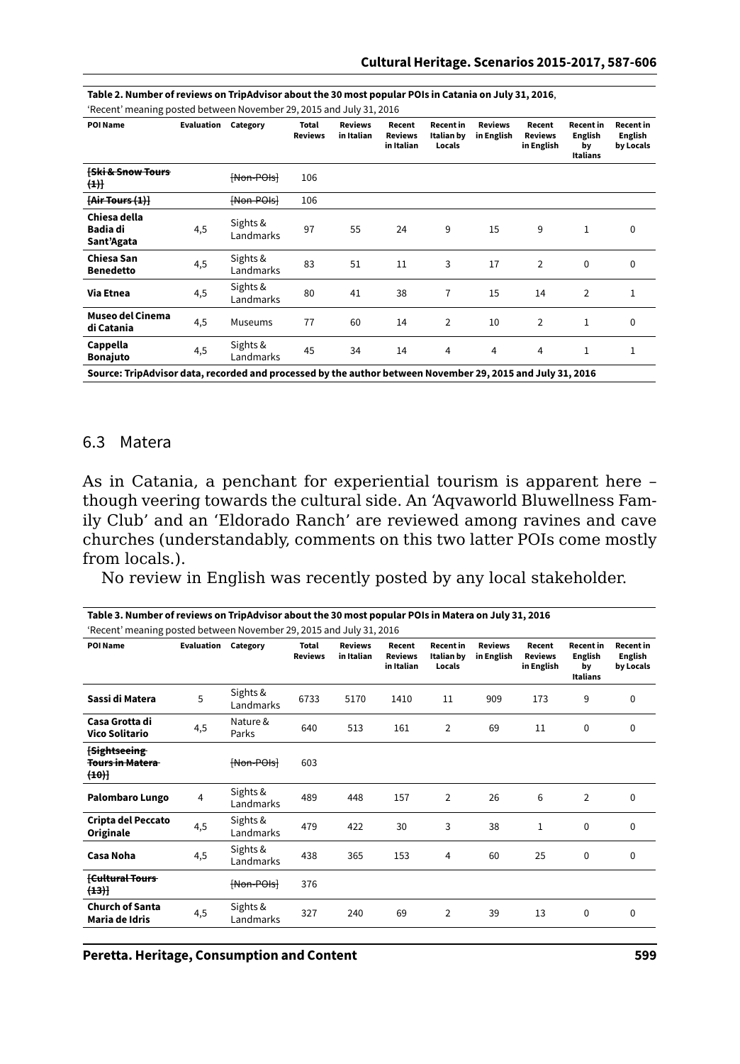**Table 2. Number of reviews on TripAdvisor about the 30 most popular POIs in Catania on July 31, 2016**, 'Recent' meaning posted between November 29, 2015 and July 31, 2016

| POI Name | Evaluation | Category | Total Reviews | Reviews in Italian | Recent Reviews in Italian | Recent in Italian by Locals | Reviews in English | Recent Reviews in English | Recent in English by Italians | Recent in English by Locals |
|---|---|---|---|---|---|---|---|---|---|---|
| ~~[Ski & Snow Tours (1)]~~ | | ~~[Non-POIs]~~ | 106 | | | | | | | |
| ~~[Air Tours (1)]~~ | | ~~[Non-POIs]~~ | 106 | | | | | | | |
| **Chiesa della Badia di Sant'Agata** | 4,5 | Sights & Landmarks | 97 | 55 | 24 | 9 | 15 | 9 | 1 | 0 |
| **Chiesa San Benedetto** | 4,5 | Sights & Landmarks | 83 | 51 | 11 | 3 | 17 | 2 | 0 | 0 |
| **Via Etnea** | 4,5 | Sights & Landmarks | 80 | 41 | 38 | 7 | 15 | 14 | 2 | 1 |
| **Museo del Cinema di Catania** | 4,5 | Museums | 77 | 60 | 14 | 2 | 10 | 2 | 1 | 0 |
| **Cappella Bonajuto** | 4,5 | Sights & Landmarks | 45 | 34 | 14 | 4 | 4 | 4 | 1 | 1 |

**Source: TripAdvisor data, recorded and processed by the author between November 29, 2015 and July 31, 2016**

## 6.3 Matera

As in Catania, a penchant for experiential tourism is apparent here – though veering towards the cultural side. An 'Aqvaworld Bluwellness Family Club' and an 'Eldorado Ranch' are reviewed among ravines and cave churches (understandably, comments on this two latter POIs come mostly from locals.).

No review in English was recently posted by any local stakeholder.

**Table 3. Number of reviews on TripAdvisor about the 30 most popular POIs in Matera on July 31, 2016**
'Recent' meaning posted between November 29, 2015 and July 31, 2016

| POI Name | Evaluation | Category | Total Reviews | Reviews in Italian | Recent Reviews in Italian | Recent in Italian by Locals | Reviews in English | Recent Reviews in English | Recent in English by Italians | Recent in English by Locals |
|---|---|---|---|---|---|---|---|---|---|---|
| **Sassi di Matera** | 5 | Sights & Landmarks | 6733 | 5170 | 1410 | 11 | 909 | 173 | 9 | 0 |
| **Casa Grotta di Vico Solitario** | 4,5 | Nature & Parks | 640 | 513 | 161 | 2 | 69 | 11 | 0 | 0 |
| ~~[Sightseeing Tours in Matera (10)]~~ | | ~~[Non-POIs]~~ | 603 | | | | | | | |
| **Palombaro Lungo** | 4 | Sights & Landmarks | 489 | 448 | 157 | 2 | 26 | 6 | 2 | 0 |
| **Cripta del Peccato Originale** | 4,5 | Sights & Landmarks | 479 | 422 | 30 | 3 | 38 | 1 | 0 | 0 |
| **Casa Noha** | 4,5 | Sights & Landmarks | 438 | 365 | 153 | 4 | 60 | 25 | 0 | 0 |
| ~~[Cultural Tours (13)]~~ | | ~~[Non-POIs]~~ | 376 | | | | | | | |
| **Church of Santa Maria de Idris** | 4,5 | Sights & Landmarks | 327 | 240 | 69 | 2 | 39 | 13 | 0 | 0 |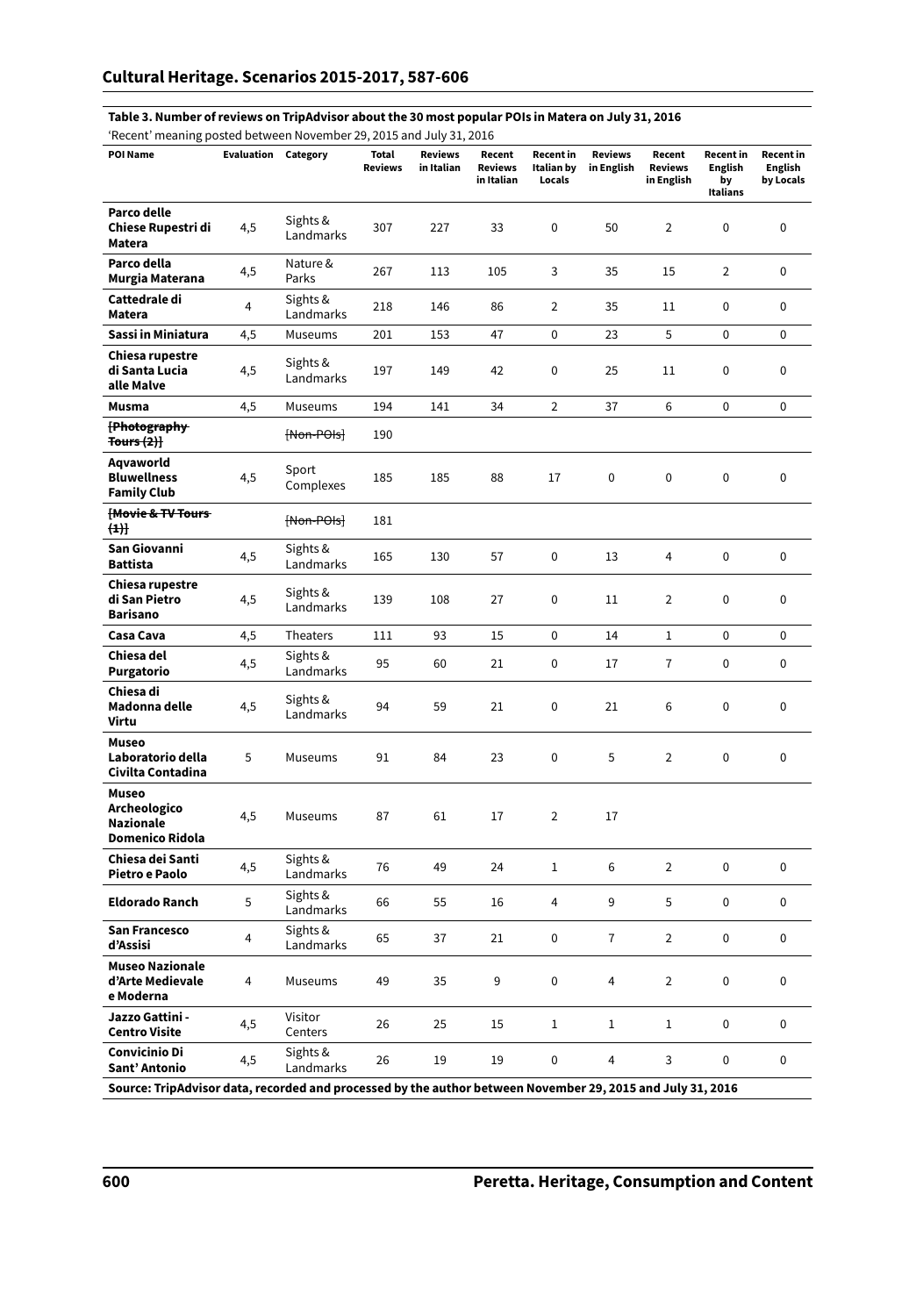**Table 3. Number of reviews on TripAdvisor about the 30 most popular POIs in Matera on July 31, 2016**

'Recent' meaning posted between November 29, 2015 and July 31, 2016

| POI Name | Evaluation | Category | Total Reviews | Reviews in Italian | Recent Reviews in Italian | Recent in Italian by Locals | Reviews in English | Recent Reviews in English | Recent in English by Italians | Recent in English by Locals |
|---|---|---|---|---|---|---|---|---|---|---|
| **Parco delle Chiese Rupestri di Matera** | 4,5 | Sights & Landmarks | 307 | 227 | 33 | 0 | 50 | 2 | 0 | 0 |
| **Parco della Murgia Materana** | 4,5 | Nature & Parks | 267 | 113 | 105 | 3 | 35 | 15 | 2 | 0 |
| **Cattedrale di Matera** | 4 | Sights & Landmarks | 218 | 146 | 86 | 2 | 35 | 11 | 0 | 0 |
| **Sassi in Miniatura** | 4,5 | Museums | 201 | 153 | 47 | 0 | 23 | 5 | 0 | 0 |
| **Chiesa rupestre di Santa Lucia alle Malve** | 4,5 | Sights & Landmarks | 197 | 149 | 42 | 0 | 25 | 11 | 0 | 0 |
| **Musma** | 4,5 | Museums | 194 | 141 | 34 | 2 | 37 | 6 | 0 | 0 |
| ~~**[Photography Tours (2)]**~~ | | ~~[Non-POIs]~~ | 190 | | | | | | | |
| **Aqvaworld Bluwellness Family Club** | 4,5 | Sport Complexes | 185 | 185 | 88 | 17 | 0 | 0 | 0 | 0 |
| ~~**[Movie & TV Tours (1)]**~~ | | ~~[Non-POIs]~~ | 181 | | | | | | | |
| **San Giovanni Battista** | 4,5 | Sights & Landmarks | 165 | 130 | 57 | 0 | 13 | 4 | 0 | 0 |
| **Chiesa rupestre di San Pietro Barisano** | 4,5 | Sights & Landmarks | 139 | 108 | 27 | 0 | 11 | 2 | 0 | 0 |
| **Casa Cava** | 4,5 | Theaters | 111 | 93 | 15 | 0 | 14 | 1 | 0 | 0 |
| **Chiesa del Purgatorio** | 4,5 | Sights & Landmarks | 95 | 60 | 21 | 0 | 17 | 7 | 0 | 0 |
| **Chiesa di Madonna delle Virtu** | 4,5 | Sights & Landmarks | 94 | 59 | 21 | 0 | 21 | 6 | 0 | 0 |
| **Museo Laboratorio della Civilta Contadina** | 5 | Museums | 91 | 84 | 23 | 0 | 5 | 2 | 0 | 0 |
| **Museo Archeologico Nazionale Domenico Ridola** | 4,5 | Museums | 87 | 61 | 17 | 2 | 17 | | | |
| **Chiesa dei Santi Pietro e Paolo** | 4,5 | Sights & Landmarks | 76 | 49 | 24 | 1 | 6 | 2 | 0 | 0 |
| **Eldorado Ranch** | 5 | Sights & Landmarks | 66 | 55 | 16 | 4 | 9 | 5 | 0 | 0 |
| **San Francesco d'Assisi** | 4 | Sights & Landmarks | 65 | 37 | 21 | 0 | 7 | 2 | 0 | 0 |
| **Museo Nazionale d'Arte Medievale e Moderna** | 4 | Museums | 49 | 35 | 9 | 0 | 4 | 2 | 0 | 0 |
| **Jazzo Gattini - Centro Visite** | 4,5 | Visitor Centers | 26 | 25 | 15 | 1 | 1 | 1 | 0 | 0 |
| **Convicinio Di Sant' Antonio** | 4,5 | Sights & Landmarks | 26 | 19 | 19 | 0 | 4 | 3 | 0 | 0 |

**Source: TripAdvisor data, recorded and processed by the author between November 29, 2015 and July 31, 2016**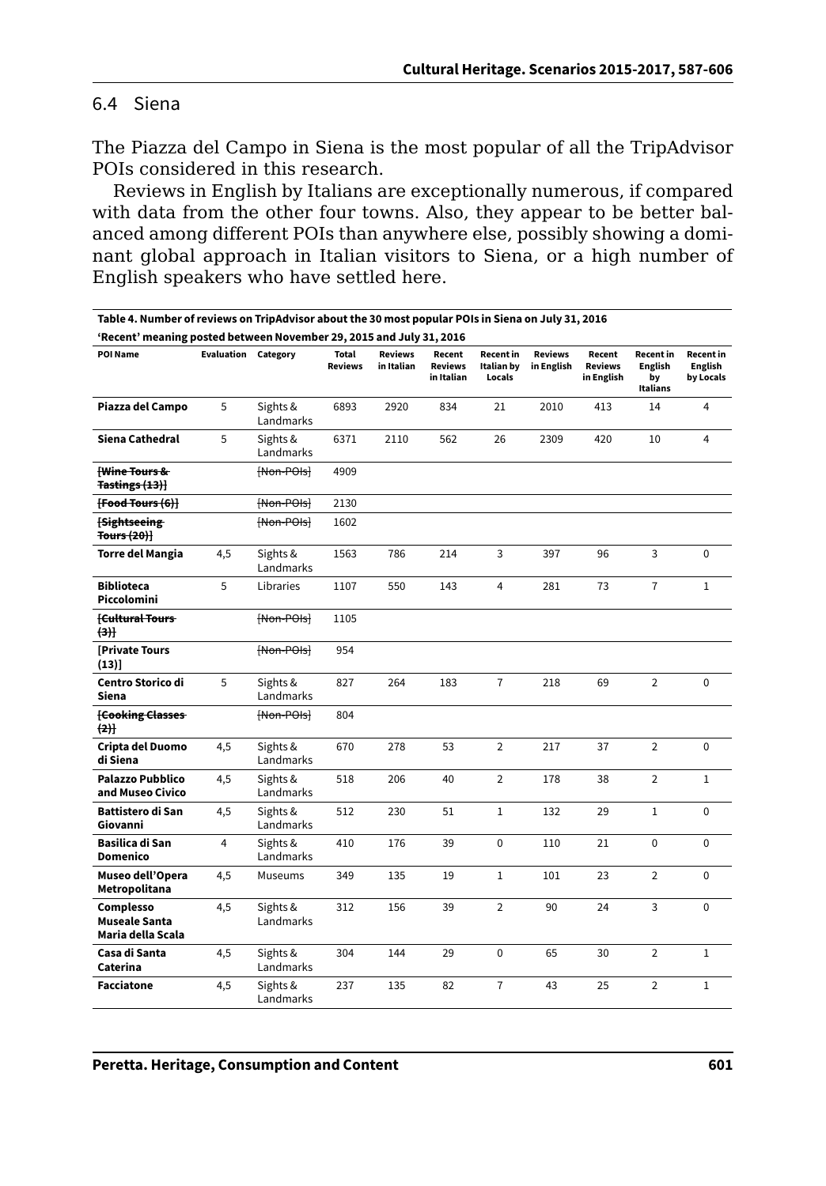## 6.4 Siena

The Piazza del Campo in Siena is the most popular of all the TripAdvisor POIs considered in this research.

Reviews in English by Italians are exceptionally numerous, if compared with data from the other four towns. Also, they appear to be better balanced among different POIs than anywhere else, possibly showing a dominant global approach in Italian visitors to Siena, or a high number of English speakers who have settled here.

**Table 4. Number of reviews on TripAdvisor about the 30 most popular POIs in Siena on July 31, 2016**
**'Recent' meaning posted between November 29, 2015 and July 31, 2016**

| POI Name | Evaluation | Category | Total Reviews | Reviews in Italian | Recent Reviews in Italian | Recent in Italian by Locals | Reviews in English | Recent Reviews in English | Recent in English by Italians | Recent in English by Locals |
|---|---|---|---|---|---|---|---|---|---|---|
| **Piazza del Campo** | 5 | Sights & Landmarks | 6893 | 2920 | 834 | 21 | 2010 | 413 | 14 | 4 |
| **Siena Cathedral** | 5 | Sights & Landmarks | 6371 | 2110 | 562 | 26 | 2309 | 420 | 10 | 4 |
| ~~**[Wine Tours & Tastings (13)]**~~ | | ~~[Non-POIs]~~ | 4909 | | | | | | | |
| ~~**[Food Tours (6)]**~~ | | ~~[Non-POIs]~~ | 2130 | | | | | | | |
| ~~**[Sightseeing Tours (20)]**~~ | | ~~[Non-POIs]~~ | 1602 | | | | | | | |
| **Torre del Mangia** | 4,5 | Sights & Landmarks | 1563 | 786 | 214 | 3 | 397 | 96 | 3 | 0 |
| **Biblioteca Piccolomini** | 5 | Libraries | 1107 | 550 | 143 | 4 | 281 | 73 | 7 | 1 |
| ~~**[Cultural Tours (3)]**~~ | | ~~[Non-POIs]~~ | 1105 | | | | | | | |
| **[Private Tours (13)]** | | ~~[Non-POIs]~~ | 954 | | | | | | | |
| **Centro Storico di Siena** | 5 | Sights & Landmarks | 827 | 264 | 183 | 7 | 218 | 69 | 2 | 0 |
| ~~**[Cooking Classes (2)]**~~ | | ~~[Non-POIs]~~ | 804 | | | | | | | |
| **Cripta del Duomo di Siena** | 4,5 | Sights & Landmarks | 670 | 278 | 53 | 2 | 217 | 37 | 2 | 0 |
| **Palazzo Pubblico and Museo Civico** | 4,5 | Sights & Landmarks | 518 | 206 | 40 | 2 | 178 | 38 | 2 | 1 |
| **Battistero di San Giovanni** | 4,5 | Sights & Landmarks | 512 | 230 | 51 | 1 | 132 | 29 | 1 | 0 |
| **Basilica di San Domenico** | 4 | Sights & Landmarks | 410 | 176 | 39 | 0 | 110 | 21 | 0 | 0 |
| **Museo dell'Opera Metropolitana** | 4,5 | Museums | 349 | 135 | 19 | 1 | 101 | 23 | 2 | 0 |
| **Complesso Museale Santa Maria della Scala** | 4,5 | Sights & Landmarks | 312 | 156 | 39 | 2 | 90 | 24 | 3 | 0 |
| **Casa di Santa Caterina** | 4,5 | Sights & Landmarks | 304 | 144 | 29 | 0 | 65 | 30 | 2 | 1 |
| **Facciatone** | 4,5 | Sights & Landmarks | 237 | 135 | 82 | 7 | 43 | 25 | 2 | 1 |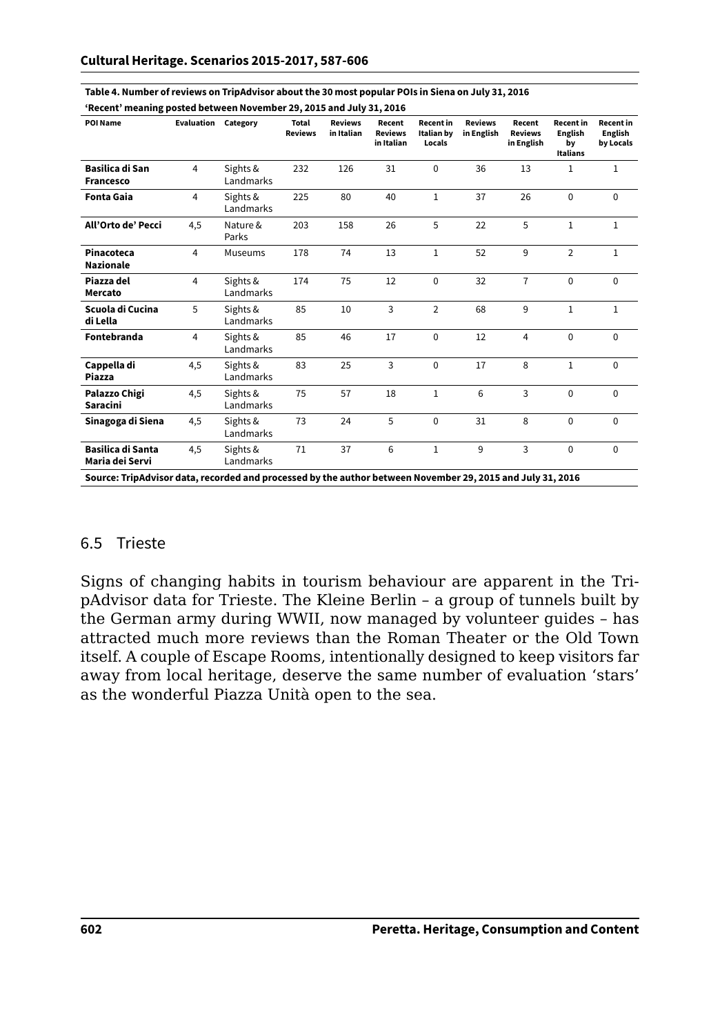**Table 4. Number of reviews on TripAdvisor about the 30 most popular POIs in Siena on July 31, 2016 'Recent' meaning posted between November 29, 2015 and July 31, 2016**

| POI Name | Evaluation | Category | Total Reviews | Reviews in Italian | Recent Reviews in Italian | Recent in Italian by Locals | Reviews in English | Recent Reviews in English | Recent in English by Italians | Recent in English by Locals |
|---|---|---|---|---|---|---|---|---|---|---|
| **Basilica di San Francesco** | 4 | Sights & Landmarks | 232 | 126 | 31 | 0 | 36 | 13 | 1 | 1 |
| **Fonta Gaia** | 4 | Sights & Landmarks | 225 | 80 | 40 | 1 | 37 | 26 | 0 | 0 |
| **All'Orto de' Pecci** | 4,5 | Nature & Parks | 203 | 158 | 26 | 5 | 22 | 5 | 1 | 1 |
| **Pinacoteca Nazionale** | 4 | Museums | 178 | 74 | 13 | 1 | 52 | 9 | 2 | 1 |
| **Piazza del Mercato** | 4 | Sights & Landmarks | 174 | 75 | 12 | 0 | 32 | 7 | 0 | 0 |
| **Scuola di Cucina di Lella** | 5 | Sights & Landmarks | 85 | 10 | 3 | 2 | 68 | 9 | 1 | 1 |
| **Fontebranda** | 4 | Sights & Landmarks | 85 | 46 | 17 | 0 | 12 | 4 | 0 | 0 |
| **Cappella di Piazza** | 4,5 | Sights & Landmarks | 83 | 25 | 3 | 0 | 17 | 8 | 1 | 0 |
| **Palazzo Chigi Saracini** | 4,5 | Sights & Landmarks | 75 | 57 | 18 | 1 | 6 | 3 | 0 | 0 |
| **Sinagoga di Siena** | 4,5 | Sights & Landmarks | 73 | 24 | 5 | 0 | 31 | 8 | 0 | 0 |
| **Basilica di Santa Maria dei Servi** | 4,5 | Sights & Landmarks | 71 | 37 | 6 | 1 | 9 | 3 | 0 | 0 |

**Source: TripAdvisor data, recorded and processed by the author between November 29, 2015 and July 31, 2016**

## 6.5 Trieste

Signs of changing habits in tourism behaviour are apparent in the TripAdvisor data for Trieste. The Kleine Berlin – a group of tunnels built by the German army during WWII, now managed by volunteer guides – has attracted much more reviews than the Roman Theater or the Old Town itself. A couple of Escape Rooms, intentionally designed to keep visitors far away from local heritage, deserve the same number of evaluation 'stars' as the wonderful Piazza Unità open to the sea.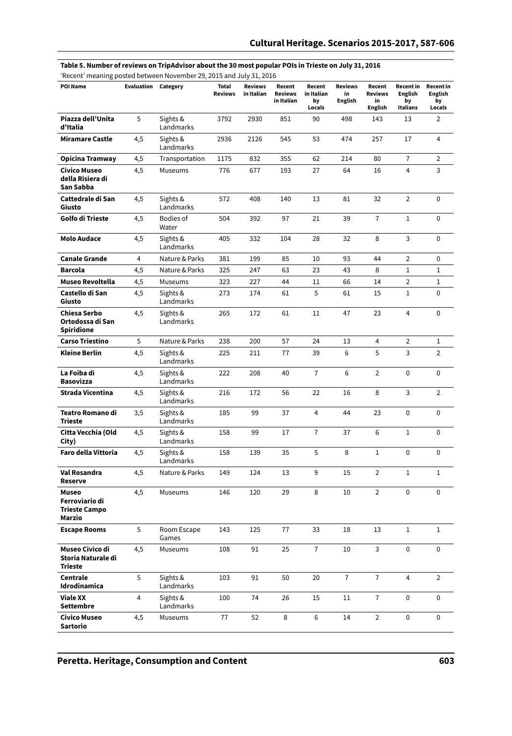**Table 5. Number of reviews on TripAdvisor about the 30 most popular POIs in Trieste on July 31, 2016**

'Recent' meaning posted between November 29, 2015 and July 31, 2016

| POI Name | Evaluation | Category | Total Reviews | Reviews in Italian | Recent Reviews in Italian | Recent in Italian by Locals | Reviews in English | Recent Reviews in English | Recent in English by Italians | Recent in English by Locals |
|---|---|---|---|---|---|---|---|---|---|---|
| Piazza dell'Unita d'Italia | 5 | Sights & Landmarks | 3792 | 2930 | 851 | 90 | 498 | 143 | 13 | 2 |
| Miramare Castle | 4,5 | Sights & Landmarks | 2936 | 2126 | 545 | 53 | 474 | 257 | 17 | 4 |
| Opicina Tramway | 4,5 | Transportation | 1175 | 832 | 355 | 62 | 214 | 80 | 7 | 2 |
| Civico Museo della Risiera di San Sabba | 4,5 | Museums | 776 | 677 | 193 | 27 | 64 | 16 | 4 | 3 |
| Cattedrale di San Giusto | 4,5 | Sights & Landmarks | 572 | 408 | 140 | 13 | 81 | 32 | 2 | 0 |
| Golfo di Trieste | 4,5 | Bodies of Water | 504 | 392 | 97 | 21 | 39 | 7 | 1 | 0 |
| Molo Audace | 4,5 | Sights & Landmarks | 405 | 332 | 104 | 28 | 32 | 8 | 3 | 0 |
| Canale Grande | 4 | Nature & Parks | 381 | 199 | 85 | 10 | 93 | 44 | 2 | 0 |
| Barcola | 4,5 | Nature & Parks | 325 | 247 | 63 | 23 | 43 | 8 | 1 | 1 |
| Museo Revoltella | 4,5 | Museums | 323 | 227 | 44 | 11 | 66 | 14 | 2 | 1 |
| Castello di San Giusto | 4,5 | Sights & Landmarks | 273 | 174 | 61 | 5 | 61 | 15 | 1 | 0 |
| Chiesa Serbo Ortodossa di San Spiridione | 4,5 | Sights & Landmarks | 265 | 172 | 61 | 11 | 47 | 23 | 4 | 0 |
| Carso Triestino | 5 | Nature & Parks | 238 | 200 | 57 | 24 | 13 | 4 | 2 | 1 |
| Kleine Berlin | 4,5 | Sights & Landmarks | 225 | 211 | 77 | 39 | 6 | 5 | 3 | 2 |
| La Foiba di Basovizza | 4,5 | Sights & Landmarks | 222 | 208 | 40 | 7 | 6 | 2 | 0 | 0 |
| Strada Vicentina | 4,5 | Sights & Landmarks | 216 | 172 | 56 | 22 | 16 | 8 | 3 | 2 |
| Teatro Romano di Trieste | 3,5 | Sights & Landmarks | 185 | 99 | 37 | 4 | 44 | 23 | 0 | 0 |
| Citta Vecchia (Old City) | 4,5 | Sights & Landmarks | 158 | 99 | 17 | 7 | 37 | 6 | 1 | 0 |
| Faro della Vittoria | 4,5 | Sights & Landmarks | 158 | 139 | 35 | 5 | 8 | 1 | 0 | 0 |
| Val Rosandra Reserve | 4,5 | Nature & Parks | 149 | 124 | 13 | 9 | 15 | 2 | 1 | 1 |
| Museo Ferroviario di Trieste Campo Marzio | 4,5 | Museums | 146 | 120 | 29 | 8 | 10 | 2 | 0 | 0 |
| Escape Rooms | 5 | Room Escape Games | 143 | 125 | 77 | 33 | 18 | 13 | 1 | 1 |
| Museo Civico di Storia Naturale di Trieste | 4,5 | Museums | 108 | 91 | 25 | 7 | 10 | 3 | 0 | 0 |
| Centrale Idrodinamica | 5 | Sights & Landmarks | 103 | 91 | 50 | 20 | 7 | 7 | 4 | 2 |
| Viale XX Settembre | 4 | Sights & Landmarks | 100 | 74 | 26 | 15 | 11 | 7 | 0 | 0 |
| Civico Museo Sartorio | 4,5 | Museums | 77 | 52 | 8 | 6 | 14 | 2 | 0 | 0 |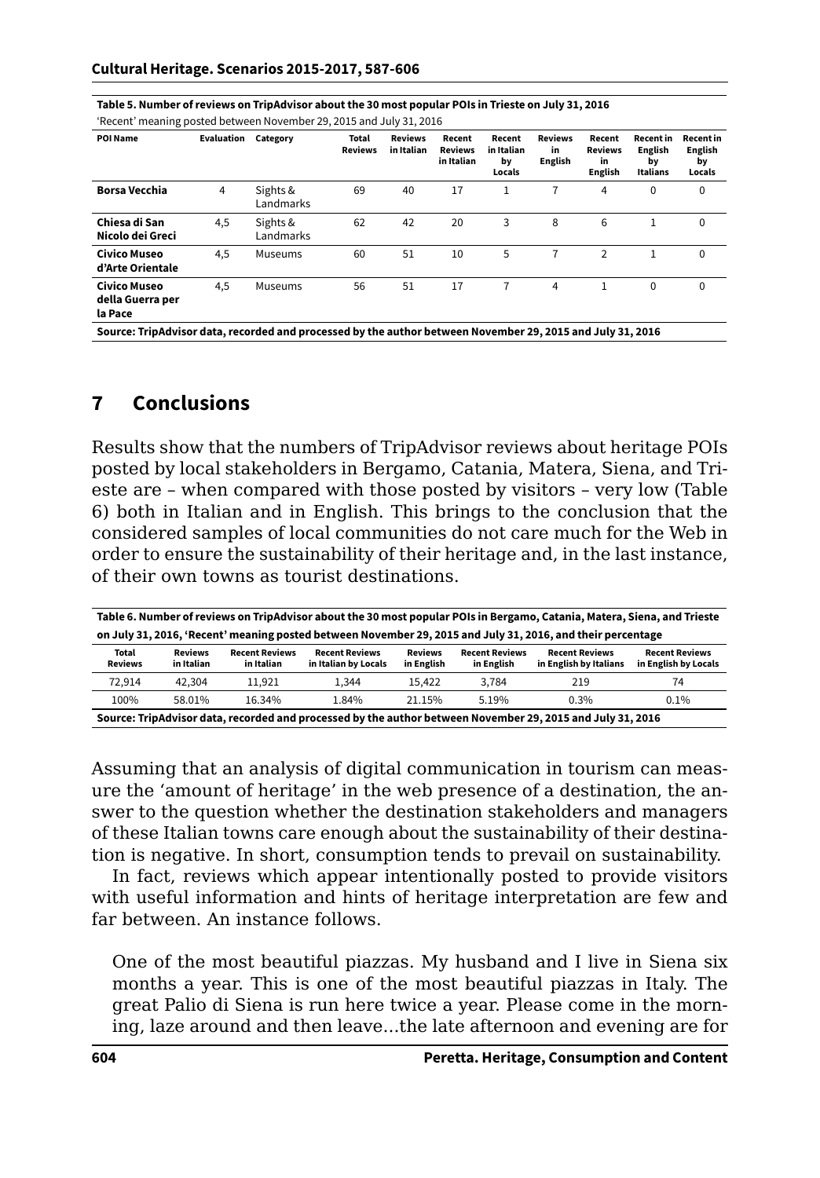**Table 5. Number of reviews on TripAdvisor about the 30 most popular POIs in Trieste on July 31, 2016**
'Recent' meaning posted between November 29, 2015 and July 31, 2016

| POI Name | Evaluation | Category | Total Reviews | Reviews in Italian | Recent Reviews in Italian | Recent in Italian by Locals | Reviews in English | Recent Reviews in English | Recent in English by Italians | Recent in English by Locals |
|---|---|---|---|---|---|---|---|---|---|---|
| **Borsa Vecchia** | 4 | Sights & Landmarks | 69 | 40 | 17 | 1 | 7 | 4 | 0 | 0 |
| **Chiesa di San Nicolo dei Greci** | 4,5 | Sights & Landmarks | 62 | 42 | 20 | 3 | 8 | 6 | 1 | 0 |
| **Civico Museo d'Arte Orientale** | 4,5 | Museums | 60 | 51 | 10 | 5 | 7 | 2 | 1 | 0 |
| **Civico Museo della Guerra per la Pace** | 4,5 | Museums | 56 | 51 | 17 | 7 | 4 | 1 | 0 | 0 |

**Source: TripAdvisor data, recorded and processed by the author between November 29, 2015 and July 31, 2016**

## 7 Conclusions

Results show that the numbers of TripAdvisor reviews about heritage POIs posted by local stakeholders in Bergamo, Catania, Matera, Siena, and Trieste are – when compared with those posted by visitors – very low (Table 6) both in Italian and in English. This brings to the conclusion that the considered samples of local communities do not care much for the Web in order to ensure the sustainability of their heritage and, in the last instance, of their own towns as tourist destinations.

**Table 6. Number of reviews on TripAdvisor about the 30 most popular POIs in Bergamo, Catania, Matera, Siena, and Trieste on July 31, 2016, 'Recent' meaning posted between November 29, 2015 and July 31, 2016, and their percentage**

| Total Reviews | Reviews in Italian | Recent Reviews in Italian | Recent Reviews in Italian by Locals | Reviews in English | Recent Reviews in English | Recent Reviews in English by Italians | Recent Reviews in English by Locals |
|---|---|---|---|---|---|---|---|
| 72,914 | 42,304 | 11,921 | 1,344 | 15,422 | 3,784 | 219 | 74 |
| 100% | 58.01% | 16.34% | 1.84% | 21.15% | 5.19% | 0.3% | 0.1% |

**Source: TripAdvisor data, recorded and processed by the author between November 29, 2015 and July 31, 2016**

Assuming that an analysis of digital communication in tourism can measure the 'amount of heritage' in the web presence of a destination, the answer to the question whether the destination stakeholders and managers of these Italian towns care enough about the sustainability of their destination is negative. In short, consumption tends to prevail on sustainability.

In fact, reviews which appear intentionally posted to provide visitors with useful information and hints of heritage interpretation are few and far between. An instance follows.

> One of the most beautiful piazzas. My husband and I live in Siena six months a year. This is one of the most beautiful piazzas in Italy. The great Palio di Siena is run here twice a year. Please come in the morning, laze around and then leave…the late afternoon and evening are for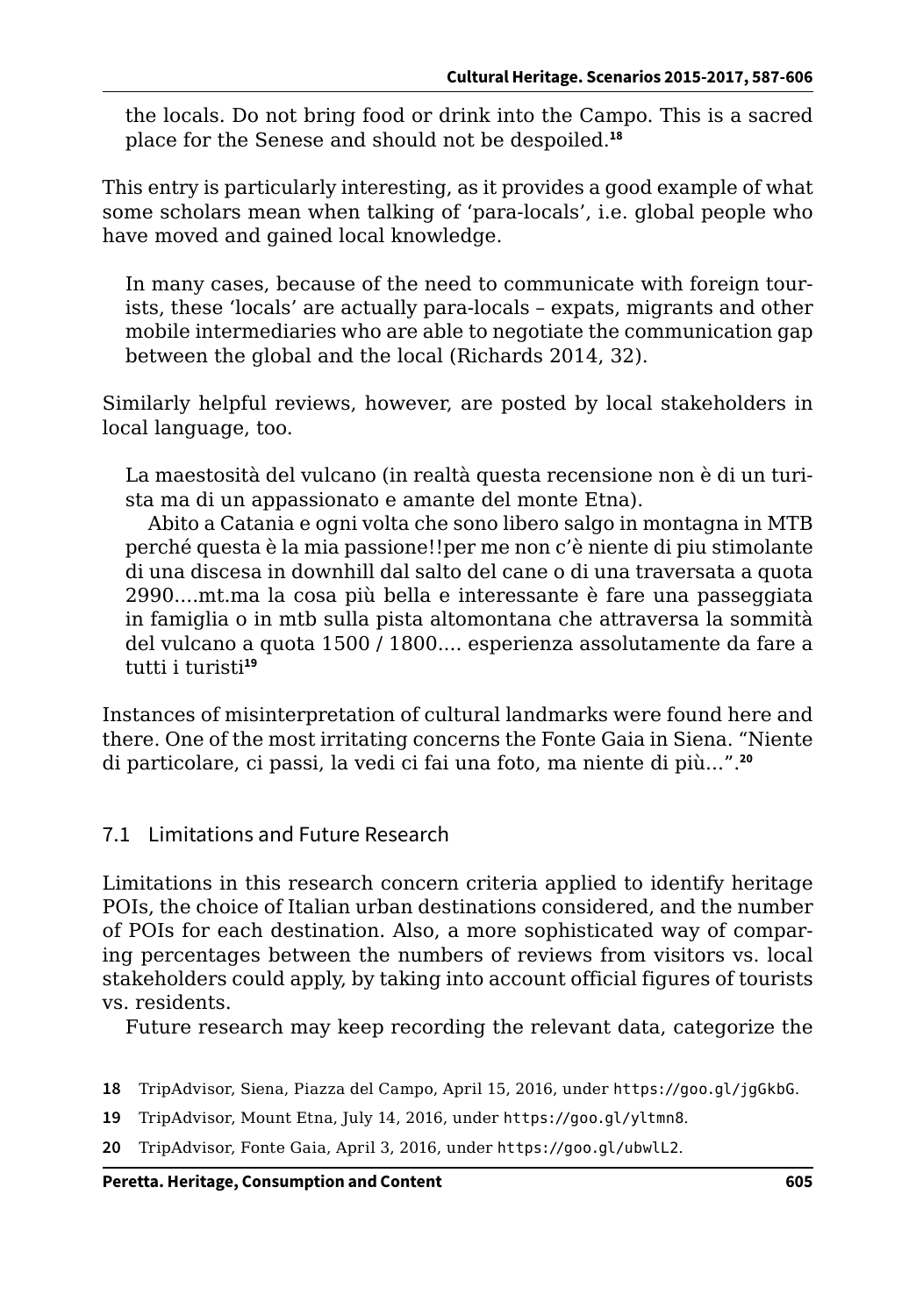the locals. Do not bring food or drink into the Campo. This is a sacred place for the Senese and should not be despoiled.[18]

This entry is particularly interesting, as it provides a good example of what some scholars mean when talking of 'para-locals', i.e. global people who have moved and gained local knowledge.

> In many cases, because of the need to communicate with foreign tourists, these 'locals' are actually para-locals – expats, migrants and other mobile intermediaries who are able to negotiate the communication gap between the global and the local (Richards 2014, 32).

Similarly helpful reviews, however, are posted by local stakeholders in local language, too.

> La maestosità del vulcano (in realtà questa recensione non è di un turista ma di un appassionato e amante del monte Etna).
>
> Abito a Catania e ogni volta che sono libero salgo in montagna in MTB perché questa è la mia passione!!per me non c'è niente di piu stimolante di una discesa in downhill dal salto del cane o di una traversata a quota 2990....mt.ma la cosa più bella e interessante è fare una passeggiata in famiglia o in mtb sulla pista altomontana che attraversa la sommità del vulcano a quota 1500 / 1800.... esperienza assolutamente da fare a tutti i turisti[19]

Instances of misinterpretation of cultural landmarks were found here and there. One of the most irritating concerns the Fonte Gaia in Siena. "Niente di particolare, ci passi, la vedi ci fai una foto, ma niente di più...".[20]

## 7.1 Limitations and Future Research

Limitations in this research concern criteria applied to identify heritage POIs, the choice of Italian urban destinations considered, and the number of POIs for each destination. Also, a more sophisticated way of comparing percentages between the numbers of reviews from visitors vs. local stakeholders could apply, by taking into account official figures of tourists vs. residents.

Future research may keep recording the relevant data, categorize the

---

18 TripAdvisor, Siena, Piazza del Campo, April 15, 2016, under https://goo.gl/jgGkbG.

19 TripAdvisor, Mount Etna, July 14, 2016, under https://goo.gl/yltmn8.

20 TripAdvisor, Fonte Gaia, April 3, 2016, under https://goo.gl/ubwlL2.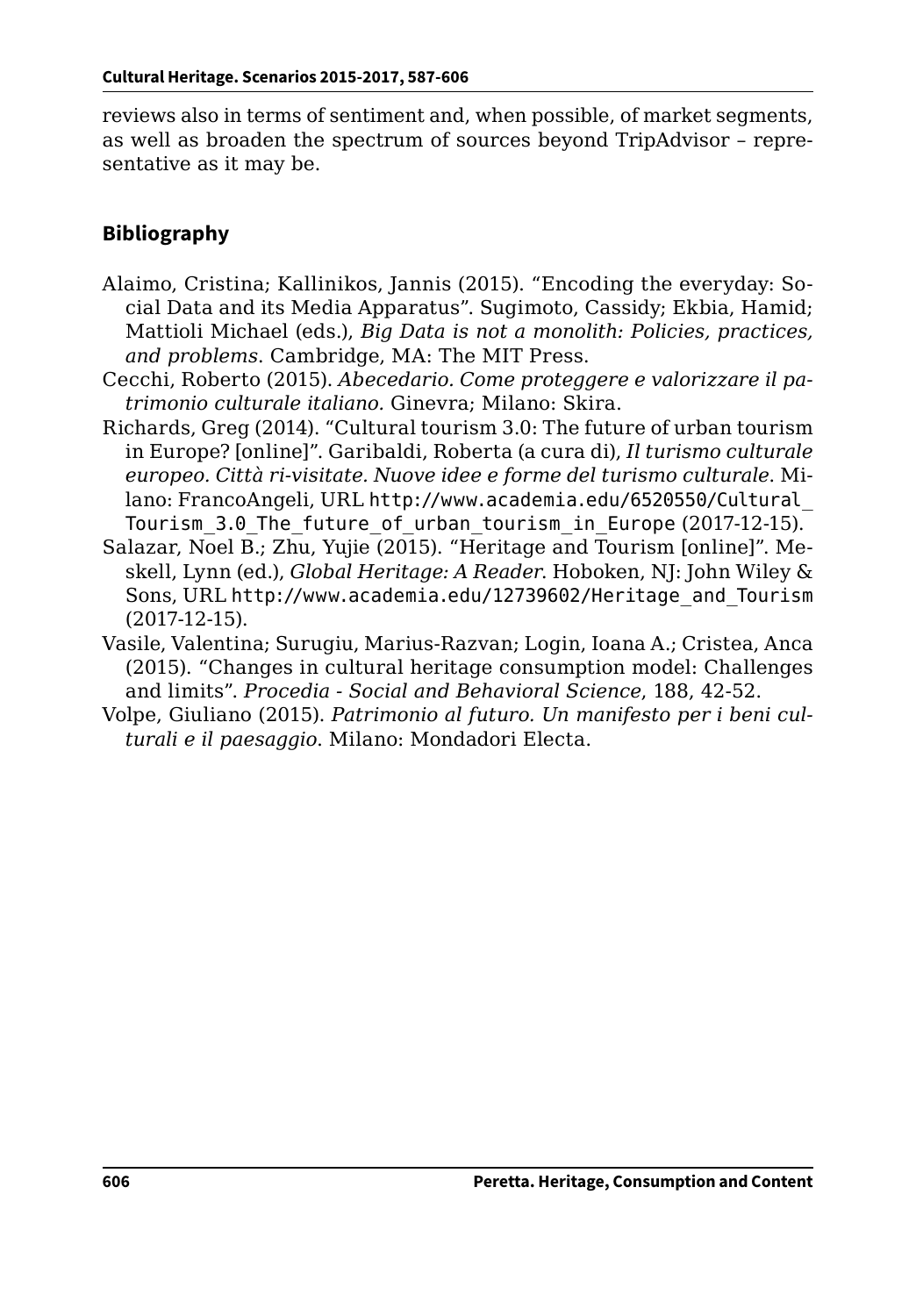reviews also in terms of sentiment and, when possible, of market segments, as well as broaden the spectrum of sources beyond TripAdvisor – representative as it may be.

## Bibliography

Alaimo, Cristina; Kallinikos, Jannis (2015). “Encoding the everyday: Social Data and its Media Apparatus”. Sugimoto, Cassidy; Ekbia, Hamid; Mattioli Michael (eds.), *Big Data is not a monolith: Policies, practices, and problems*. Cambridge, MA: The MIT Press.

Cecchi, Roberto (2015). *Abecedario. Come proteggere e valorizzare il patrimonio culturale italiano.* Ginevra; Milano: Skira.

Richards, Greg (2014). “Cultural tourism 3.0: The future of urban tourism in Europe? [online]”. Garibaldi, Roberta (a cura di), *Il turismo culturale europeo. Città ri-visitate. Nuove idee e forme del turismo culturale*. Milano: FrancoAngeli, URL http://www.academia.edu/6520550/Cultural_Tourism_3.0_The_future_of_urban_tourism_in_Europe (2017-12-15).

Salazar, Noel B.; Zhu, Yujie (2015). “Heritage and Tourism [online]”. Meskell, Lynn (ed.), *Global Heritage: A Reader*. Hoboken, NJ: John Wiley & Sons, URL http://www.academia.edu/12739602/Heritage_and_Tourism (2017-12-15).

Vasile, Valentina; Surugiu, Marius-Razvan; Login, Ioana A.; Cristea, Anca (2015). “Changes in cultural heritage consumption model: Challenges and limits”. *Procedia - Social and Behavioral Science*, 188, 42-52.

Volpe, Giuliano (2015). *Patrimonio al futuro. Un manifesto per i beni culturali e il paesaggio*. Milano: Mondadori Electa.